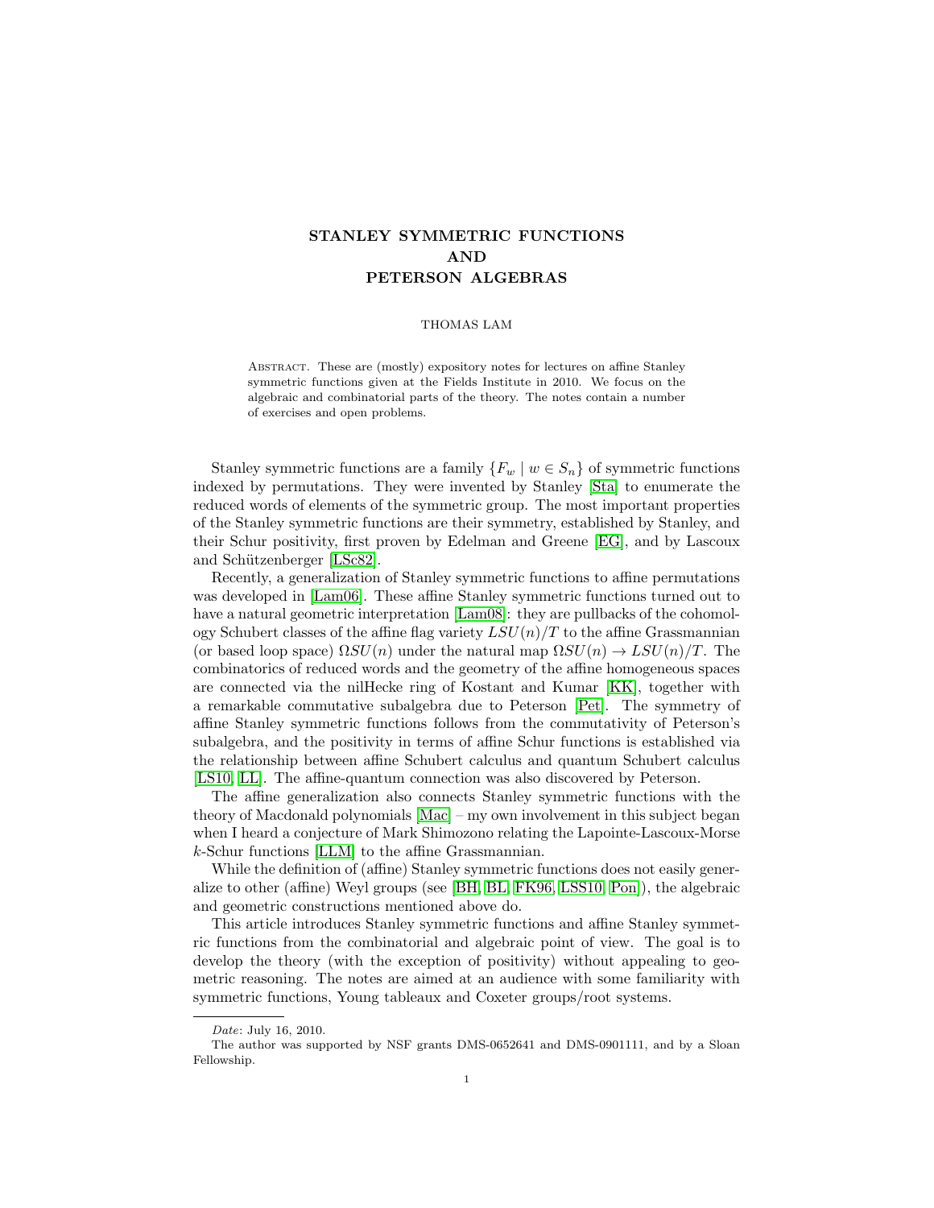# STANLEY SYMMETRIC FUNCTIONS AND PETERSON ALGEBRAS

THOMAS LAM

Abstract. These are (mostly) expository notes for lectures on affine Stanley symmetric functions given at the Fields Institute in 2010. We focus on the algebraic and combinatorial parts of the theory. The notes contain a number of exercises and open problems.

Stanley symmetric functions are a family $\{F_w \mid w \in S_n\}$ of symmetric functions indexed by permutations. They were invented by Stanley [Sta] to enumerate the reduced words of elements of the symmetric group. The most important properties of the Stanley symmetric functions are their symmetry, established by Stanley, and their Schur positivity, first proven by Edelman and Greene [EG], and by Lascoux and Schützenberger [LSc82].

Recently, a generalization of Stanley symmetric functions to affine permutations was developed in [Lam06]. These affine Stanley symmetric functions turned out to have a natural geometric interpretation [Lam08]: they are pullbacks of the cohomology Schubert classes of the affine flag variety $LSU(n)/T$ to the affine Grassmannian (or based loop space) $\Omega SU(n)$ under the natural map $\Omega SU(n) \to LSU(n)/T$. The combinatorics of reduced words and the geometry of the affine homogeneous spaces are connected via the nilHecke ring of Kostant and Kumar [KK], together with a remarkable commutative subalgebra due to Peterson [Pet]. The symmetry of affine Stanley symmetric functions follows from the commutativity of Peterson's subalgebra, and the positivity in terms of affine Schur functions is established via the relationship between affine Schubert calculus and quantum Schubert calculus [LS10, LL]. The affine-quantum connection was also discovered by Peterson.

The affine generalization also connects Stanley symmetric functions with the theory of Macdonald polynomials [Mac] – my own involvement in this subject began when I heard a conjecture of Mark Shimozono relating the Lapointe-Lascoux-Morse $k$-Schur functions [LLM] to the affine Grassmannian.

While the definition of (affine) Stanley symmetric functions does not easily generalize to other (affine) Weyl groups (see [BH, BL, FK96, LSS10, Pon]), the algebraic and geometric constructions mentioned above do.

This article introduces Stanley symmetric functions and affine Stanley symmetric functions from the combinatorial and algebraic point of view. The goal is to develop the theory (with the exception of positivity) without appealing to geometric reasoning. The notes are aimed at an audience with some familiarity with symmetric functions, Young tableaux and Coxeter groups/root systems.

*Date*: July 16, 2010.

The author was supported by NSF grants DMS-0652641 and DMS-0901111, and by a Sloan Fellowship.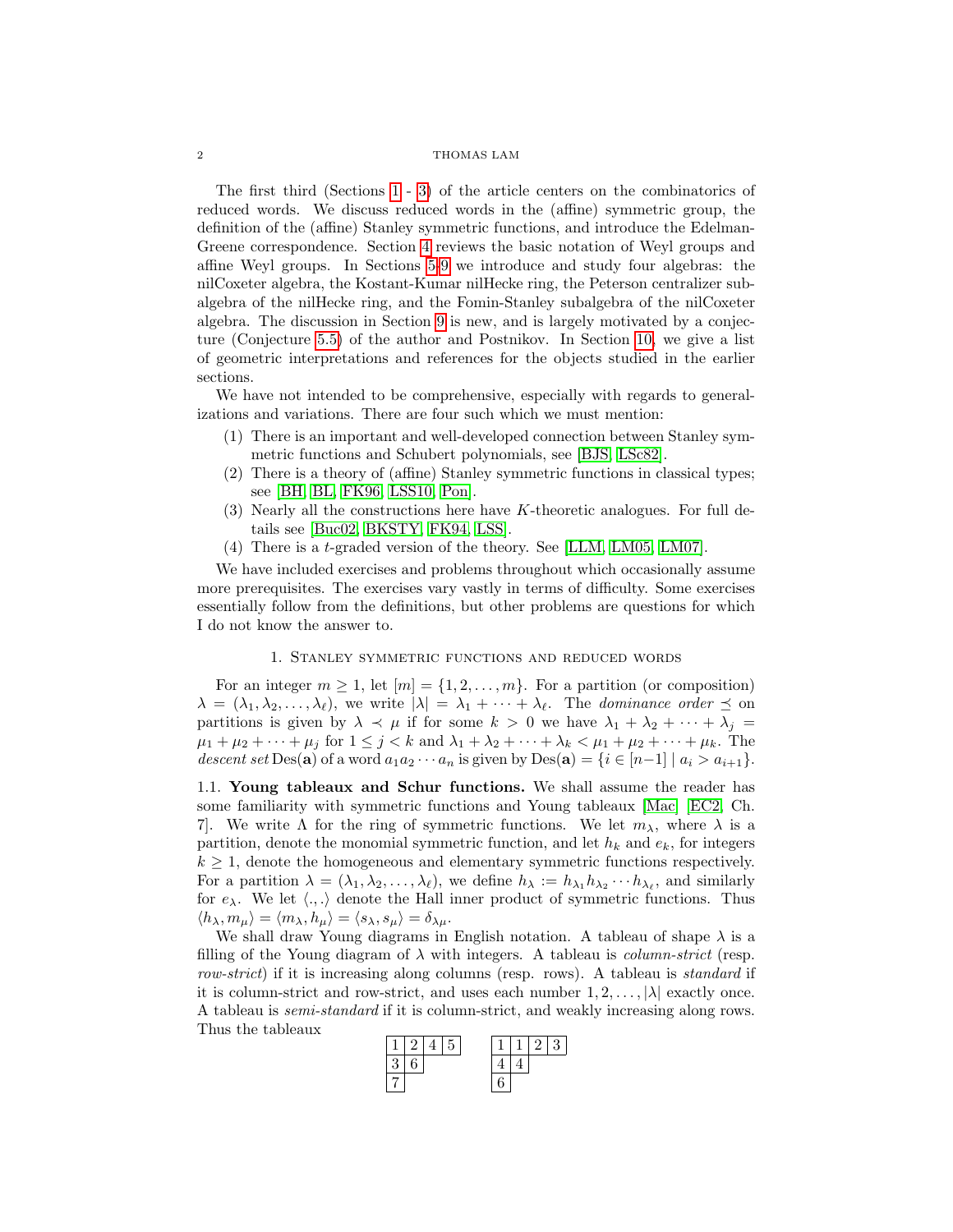The first third (Sections 1 - 3) of the article centers on the combinatorics of reduced words. We discuss reduced words in the (affine) symmetric group, the definition of the (affine) Stanley symmetric functions, and introduce the Edelman-Greene correspondence. Section 4 reviews the basic notation of Weyl groups and affine Weyl groups. In Sections 5-9 we introduce and study four algebras: the nilCoxeter algebra, the Kostant-Kumar nilHecke ring, the Peterson centralizer subalgebra of the nilHecke ring, and the Fomin-Stanley subalgebra of the nilCoxeter algebra. The discussion in Section 9 is new, and is largely motivated by a conjecture (Conjecture 5.5) of the author and Postnikov. In Section 10, we give a list of geometric interpretations and references for the objects studied in the earlier sections.

We have not intended to be comprehensive, especially with regards to generalizations and variations. There are four such which we must mention:

(1) There is an important and well-developed connection between Stanley symmetric functions and Schubert polynomials, see [BJS, LSc82].
(2) There is a theory of (affine) Stanley symmetric functions in classical types; see [BH, BL, FK96, LSS10, Pon].
(3) Nearly all the constructions here have $K$-theoretic analogues. For full details see [Buc02, BKSTY, FK94, LSS].
(4) There is a $t$-graded version of the theory. See [LLM, LM05, LM07].

We have included exercises and problems throughout which occasionally assume more prerequisites. The exercises vary vastly in terms of difficulty. Some exercises essentially follow from the definitions, but other problems are questions for which I do not know the answer to.

## 1. Stanley symmetric functions and reduced words

For an integer $m \geq 1$, let $[m] = \{1, 2, \ldots, m\}$. For a partition (or composition) $\lambda = (\lambda_1, \lambda_2, \ldots, \lambda_\ell)$, we write $|\lambda| = \lambda_1 + \cdots + \lambda_\ell$. The *dominance order* $\preceq$ on partitions is given by $\lambda \prec \mu$ if for some $k > 0$ we have $\lambda_1 + \lambda_2 + \cdots + \lambda_j = \mu_1 + \mu_2 + \cdots + \mu_j$ for $1 \leq j < k$ and $\lambda_1 + \lambda_2 + \cdots + \lambda_k < \mu_1 + \mu_2 + \cdots + \mu_k$. The *descent set* $\mathrm{Des}(\mathbf{a})$ of a word $a_1 a_2 \cdots a_n$ is given by $\mathrm{Des}(\mathbf{a}) = \{i \in [n-1] \mid a_i > a_{i+1}\}$.

### 1.1. Young tableaux and Schur functions.

We shall assume the reader has some familiarity with symmetric functions and Young tableaux [Mac] [EC2, Ch. 7]. We write $\Lambda$ for the ring of symmetric functions. We let $m_\lambda$, where $\lambda$ is a partition, denote the monomial symmetric function, and let $h_k$ and $e_k$, for integers $k \geq 1$, denote the homogeneous and elementary symmetric functions respectively. For a partition $\lambda = (\lambda_1, \lambda_2, \ldots, \lambda_\ell)$, we define $h_\lambda := h_{\lambda_1} h_{\lambda_2} \cdots h_{\lambda_\ell}$, and similarly for $e_\lambda$. We let $\langle .,. \rangle$ denote the Hall inner product of symmetric functions. Thus $\langle h_\lambda, m_\mu \rangle = \langle m_\lambda, h_\mu \rangle = \langle s_\lambda, s_\mu \rangle = \delta_{\lambda\mu}$.

We shall draw Young diagrams in English notation. A tableau of shape $\lambda$ is a filling of the Young diagram of $\lambda$ with integers. A tableau is *column-strict* (resp. *row-strict*) if it is increasing along columns (resp. rows). A tableau is *standard* if it is column-strict and row-strict, and uses each number $1, 2, \ldots, |\lambda|$ exactly once. A tableau is *semi-standard* if it is column-strict, and weakly increasing along rows. Thus the tableaux

| 1 | 2 | 4 | 5 |
|---|---|---|---|
| 3 | 6 | | |
| 7 | | | |

| 1 | 1 | 2 | 3 |
|---|---|---|---|
| 4 | 4 | | |
| 6 | | | |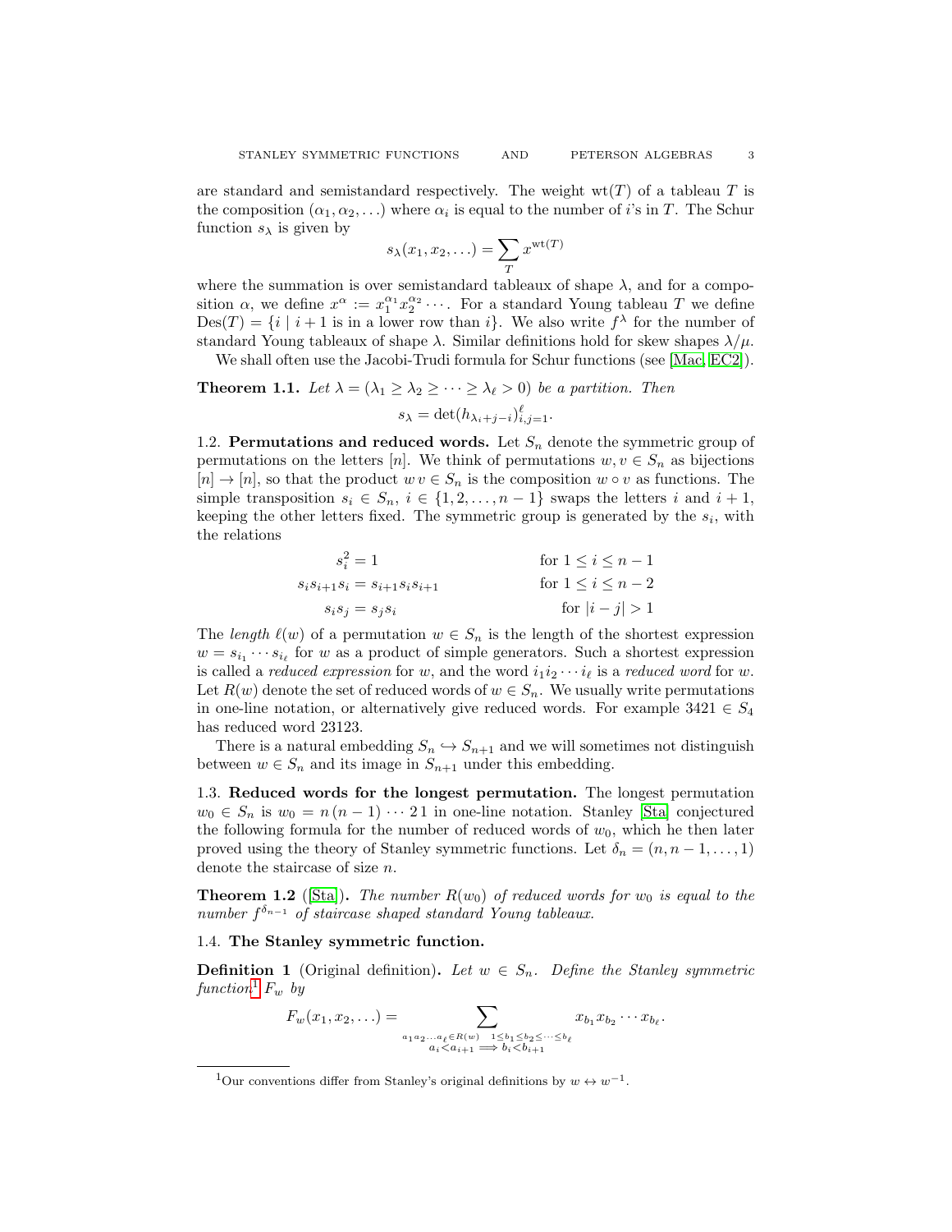are standard and semistandard respectively. The weight $\mathrm{wt}(T)$ of a tableau $T$ is the composition $(\alpha_1, \alpha_2, \ldots)$ where $\alpha_i$ is equal to the number of $i$'s in $T$. The Schur function $s_\lambda$ is given by

$$s_\lambda(x_1, x_2, \ldots) = \sum_T x^{\mathrm{wt}(T)}$$

where the summation is over semistandard tableaux of shape $\lambda$, and for a composition $\alpha$, we define $x^\alpha := x_1^{\alpha_1} x_2^{\alpha_2} \cdots$. For a standard Young tableau $T$ we define $\mathrm{Des}(T) = \{i \mid i+1 \text{ is in a lower row than } i\}$. We also write $f^\lambda$ for the number of standard Young tableaux of shape $\lambda$. Similar definitions hold for skew shapes $\lambda/\mu$.

We shall often use the Jacobi-Trudi formula for Schur functions (see [Mac, EC2]).

**Theorem 1.1.** *Let $\lambda = (\lambda_1 \geq \lambda_2 \geq \cdots \geq \lambda_\ell > 0)$ be a partition. Then*

$$s_\lambda = \det(h_{\lambda_i + j - i})_{i,j=1}^{\ell}.$$

## 1.2. Permutations and reduced words.

Let $S_n$ denote the symmetric group of permutations on the letters $[n]$. We think of permutations $w, v \in S_n$ as bijections $[n] \to [n]$, so that the product $w\,v \in S_n$ is the composition $w \circ v$ as functions. The simple transposition $s_i \in S_n$, $i \in \{1, 2, \ldots, n-1\}$ swaps the letters $i$ and $i+1$, keeping the other letters fixed. The symmetric group is generated by the $s_i$, with the relations

$$\begin{aligned}
s_i^2 &= 1 && \text{for } 1 \leq i \leq n-1 \\
s_i s_{i+1} s_i &= s_{i+1} s_i s_{i+1} && \text{for } 1 \leq i \leq n-2 \\
s_i s_j &= s_j s_i && \text{for } |i - j| > 1
\end{aligned}$$

The *length* $\ell(w)$ of a permutation $w \in S_n$ is the length of the shortest expression $w = s_{i_1} \cdots s_{i_\ell}$ for $w$ as a product of simple generators. Such a shortest expression is called a *reduced expression* for $w$, and the word $i_1 i_2 \cdots i_\ell$ is a *reduced word* for $w$. Let $R(w)$ denote the set of reduced words of $w \in S_n$. We usually write permutations in one-line notation, or alternatively give reduced words. For example $3421 \in S_4$ has reduced word 23123.

There is a natural embedding $S_n \hookrightarrow S_{n+1}$ and we will sometimes not distinguish between $w \in S_n$ and its image in $S_{n+1}$ under this embedding.

## 1.3. Reduced words for the longest permutation.

The longest permutation $w_0 \in S_n$ is $w_0 = n\,(n-1) \cdots 2\,1$ in one-line notation. Stanley [Sta] conjectured the following formula for the number of reduced words of $w_0$, which he then later proved using the theory of Stanley symmetric functions. Let $\delta_n = (n, n-1, \ldots, 1)$ denote the staircase of size $n$.

**Theorem 1.2** ([Sta]). *The number $R(w_0)$ of reduced words for $w_0$ is equal to the number $f^{\delta_{n-1}}$ of staircase shaped standard Young tableaux.*

## 1.4. The Stanley symmetric function.

**Definition 1** (Original definition). *Let $w \in S_n$. Define the Stanley symmetric function[1] $F_w$ by*

$$F_w(x_1, x_2, \ldots) = \sum_{\substack{a_1 a_2 \ldots a_\ell \in R(w) \quad 1 \leq b_1 \leq b_2 \leq \cdots \leq b_\ell \\ a_i < a_{i+1} \implies b_i < b_{i+1}}} x_{b_1} x_{b_2} \cdots x_{b_\ell}.$$

[1] Our conventions differ from Stanley's original definitions by $w \leftrightarrow w^{-1}$.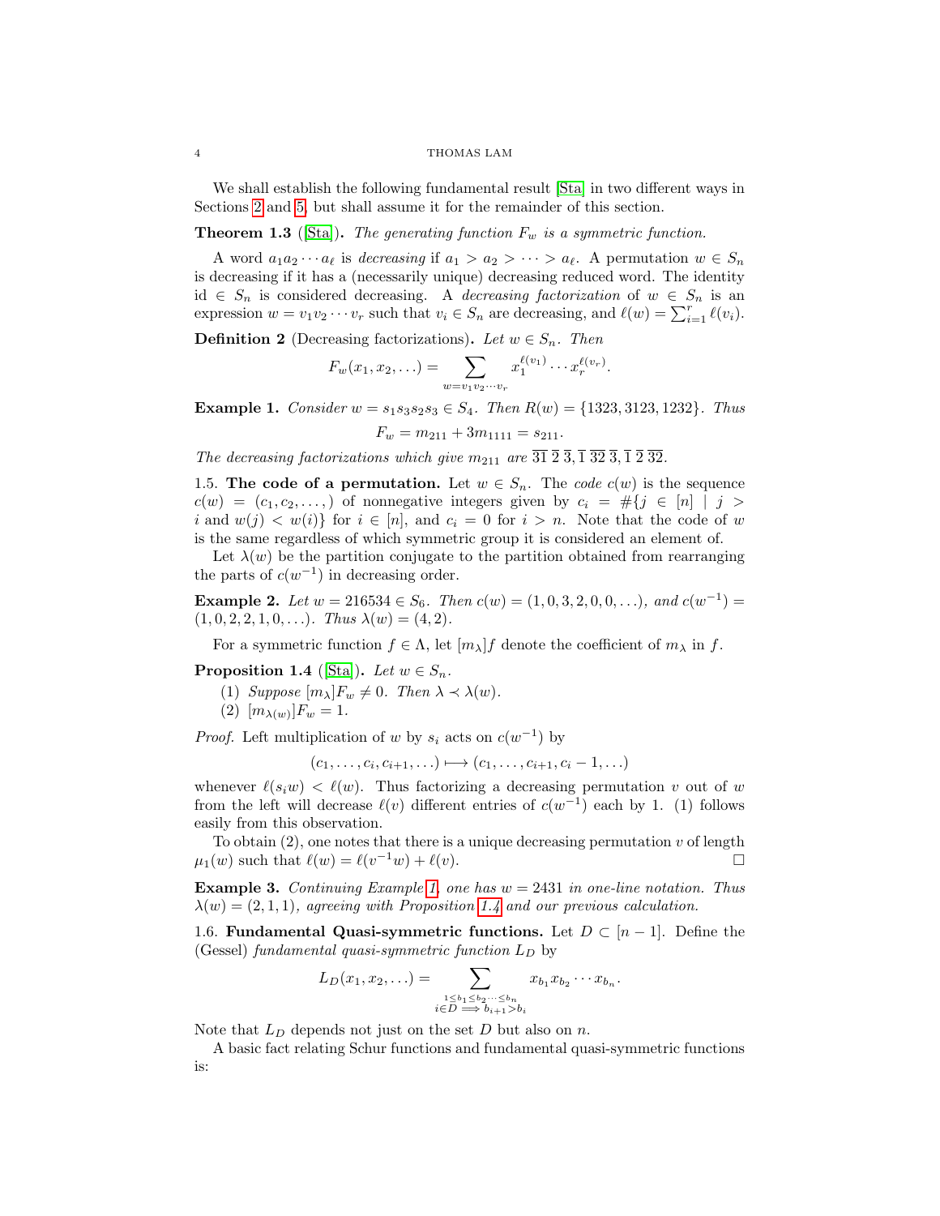We shall establish the following fundamental result [Sta] in two different ways in Sections 2 and 5, but shall assume it for the remainder of this section.

**Theorem 1.3** ([Sta])**.** *The generating function $F_w$ is a symmetric function.*

A word $a_1a_2\cdots a_\ell$ is *decreasing* if $a_1 > a_2 > \cdots > a_\ell$. A permutation $w \in S_n$ is decreasing if it has a (necessarily unique) decreasing reduced word. The identity $\mathrm{id} \in S_n$ is considered decreasing. A *decreasing factorization* of $w \in S_n$ is an expression $w = v_1v_2\cdots v_r$ such that $v_i \in S_n$ are decreasing, and $\ell(w) = \sum_{i=1}^r \ell(v_i)$.

**Definition 2** (Decreasing factorizations)**.** *Let $w \in S_n$. Then*

$$F_w(x_1, x_2, \ldots) = \sum_{w = v_1v_2\cdots v_r} x_1^{\ell(v_1)} \cdots x_r^{\ell(v_r)}.$$

**Example 1.** *Consider $w = s_1s_3s_2s_3 \in S_4$. Then $R(w) = \{1323, 3123, 1232\}$. Thus*

$$F_w = m_{211} + 3m_{1111} = s_{211}.$$

*The decreasing factorizations which give $m_{211}$ are $\overline{31}\ \overline{2}\ \overline{3}, \overline{1}\ \overline{32}\ \overline{3}, \overline{1}\ \overline{2}\ \overline{32}$.*

1.5. **The code of a permutation.** Let $w \in S_n$. The *code* $c(w)$ is the sequence $c(w) = (c_1, c_2, \ldots,)$ of nonnegative integers given by $c_i = \#\{j \in [n] \mid j > i \text{ and } w(j) < w(i)\}$ for $i \in [n]$, and $c_i = 0$ for $i > n$. Note that the code of $w$ is the same regardless of which symmetric group it is considered an element of.

Let $\lambda(w)$ be the partition conjugate to the partition obtained from rearranging the parts of $c(w^{-1})$ in decreasing order.

**Example 2.** *Let $w = 216534 \in S_6$. Then $c(w) = (1, 0, 3, 2, 0, 0, \ldots)$, and $c(w^{-1}) = (1, 0, 2, 2, 1, 0, \ldots)$. Thus $\lambda(w) = (4, 2)$.*

For a symmetric function $f \in \Lambda$, let $[m_\lambda]f$ denote the coefficient of $m_\lambda$ in $f$.

**Proposition 1.4** ([Sta])**.** *Let $w \in S_n$.*

1. *Suppose $[m_\lambda]F_w \neq 0$. Then $\lambda \prec \lambda(w)$.*
2. *$[m_{\lambda(w)}]F_w = 1$.*

*Proof.* Left multiplication of $w$ by $s_i$ acts on $c(w^{-1})$ by

$$(c_1, \ldots, c_i, c_{i+1}, \ldots) \longmapsto (c_1, \ldots, c_{i+1}, c_i - 1, \ldots)$$

whenever $\ell(s_iw) < \ell(w)$. Thus factorizing a decreasing permutation $v$ out of $w$ from the left will decrease $\ell(v)$ different entries of $c(w^{-1})$ each by 1. (1) follows easily from this observation.

To obtain (2), one notes that there is a unique decreasing permutation $v$ of length $\mu_1(w)$ such that $\ell(w) = \ell(v^{-1}w) + \ell(v)$. □

**Example 3.** *Continuing Example 1, one has $w = 2431$ in one-line notation. Thus $\lambda(w) = (2, 1, 1)$, agreeing with Proposition 1.4 and our previous calculation.*

1.6. **Fundamental Quasi-symmetric functions.** Let $D \subset [n-1]$. Define the (Gessel) *fundamental quasi-symmetric function* $L_D$ by

$$L_D(x_1, x_2, \ldots) = \sum_{\substack{1 \leq b_1 \leq b_2 \cdots \leq b_n \\ i \in D \implies b_{i+1} > b_i}} x_{b_1}x_{b_2}\cdots x_{b_n}.$$

Note that $L_D$ depends not just on the set $D$ but also on $n$.

A basic fact relating Schur functions and fundamental quasi-symmetric functions is: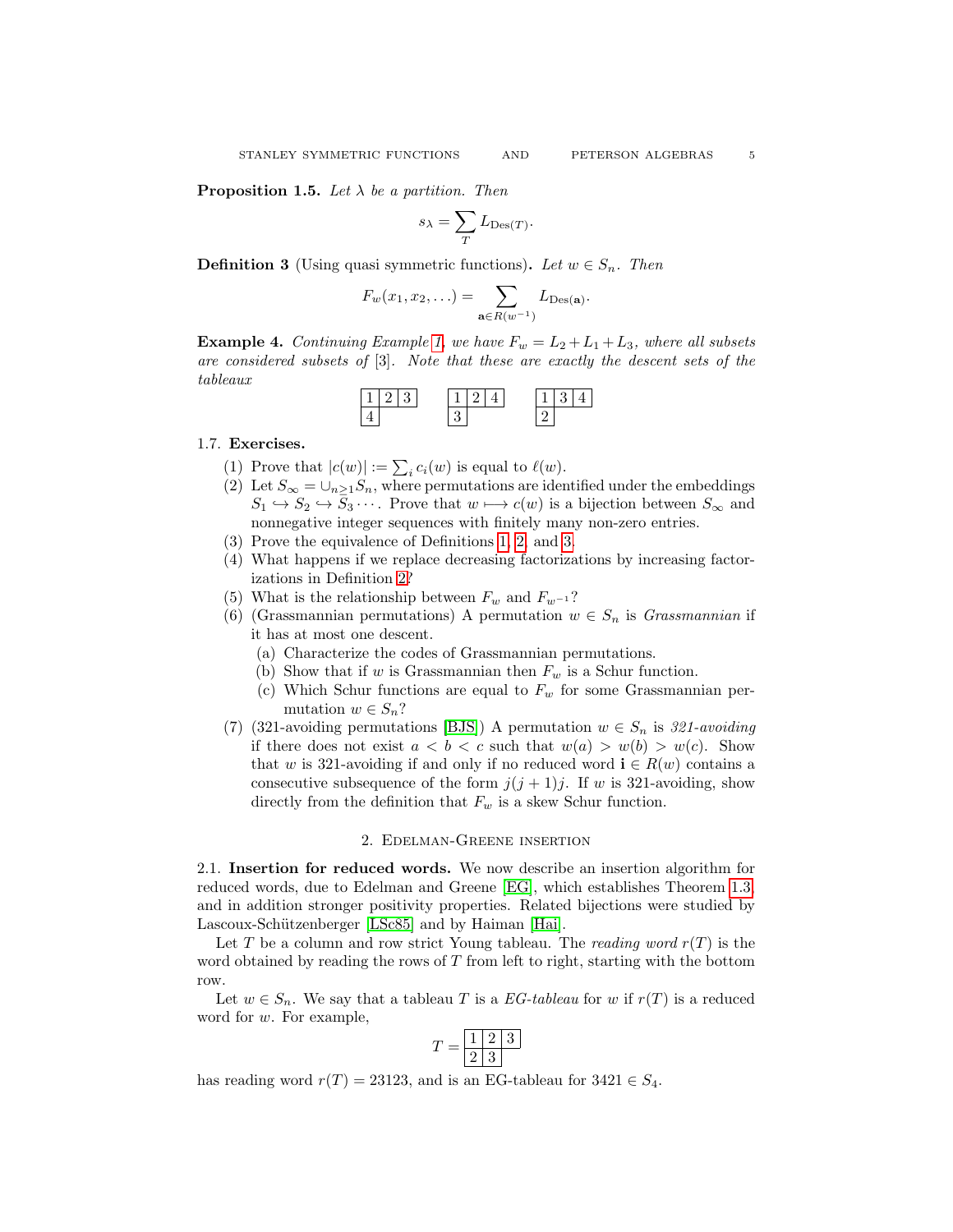**Proposition 1.5.** *Let $\lambda$ be a partition. Then*

$$s_\lambda = \sum_T L_{\mathrm{Des}(T)}.$$

**Definition 3** (Using quasi symmetric functions)**.** *Let $w \in S_n$. Then*

$$F_w(x_1, x_2, \ldots) = \sum_{\mathbf{a} \in R(w^{-1})} L_{\mathrm{Des}(\mathbf{a})}.$$

**Example 4.** *Continuing Example 1, we have $F_w = L_2 + L_1 + L_3$, where all subsets are considered subsets of* [3]. *Note that these are exactly the descent sets of the tableaux*

$$\begin{array}{|c|c|c|}\hline 1 & 2 & 3 \\ \hline 4 \\ \cline{1-1}\end{array} \qquad \begin{array}{|c|c|c|}\hline 1 & 2 & 4 \\ \hline 3 \\ \cline{1-1}\end{array} \qquad \begin{array}{|c|c|c|}\hline 1 & 3 & 4 \\ \hline 2 \\ \cline{1-1}\end{array}$$

1.7. **Exercises.**

(1) Prove that $|c(w)| := \sum_i c_i(w)$ is equal to $\ell(w)$.

(2) Let $S_\infty = \cup_{n \geq 1} S_n$, where permutations are identified under the embeddings $S_1 \hookrightarrow S_2 \hookrightarrow S_3 \cdots$. Prove that $w \longmapsto c(w)$ is a bijection between $S_\infty$ and nonnegative integer sequences with finitely many non-zero entries.

(3) Prove the equivalence of Definitions 1, 2, and 3.

(4) What happens if we replace decreasing factorizations by increasing factorizations in Definition 2?

(5) What is the relationship between $F_w$ and $F_{w^{-1}}$?

(6) (Grassmannian permutations) A permutation $w \in S_n$ is *Grassmannian* if it has at most one descent.
   - (a) Characterize the codes of Grassmannian permutations.
   - (b) Show that if $w$ is Grassmannian then $F_w$ is a Schur function.
   - (c) Which Schur functions are equal to $F_w$ for some Grassmannian permutation $w \in S_n$?

(7) (321-avoiding permutations [BJS]) A permutation $w \in S_n$ is *321-avoiding* if there does not exist $a < b < c$ such that $w(a) > w(b) > w(c)$. Show that $w$ is 321-avoiding if and only if no reduced word $\mathbf{i} \in R(w)$ contains a consecutive subsequence of the form $j(j+1)j$. If $w$ is 321-avoiding, show directly from the definition that $F_w$ is a skew Schur function.

## 2. Edelman-Greene insertion

2.1. **Insertion for reduced words.** We now describe an insertion algorithm for reduced words, due to Edelman and Greene [EG], which establishes Theorem 1.3, and in addition stronger positivity properties. Related bijections were studied by Lascoux-Schützenberger [LSc85] and by Haiman [Hai].

Let $T$ be a column and row strict Young tableau. The *reading word* $r(T)$ is the word obtained by reading the rows of $T$ from left to right, starting with the bottom row.

Let $w \in S_n$. We say that a tableau $T$ is a *EG-tableau* for $w$ if $r(T)$ is a reduced word for $w$. For example,

$$T = \begin{array}{|c|c|c|}\hline 1 & 2 & 3 \\ \hline 2 & 3 \\ \cline{1-2}\end{array}$$

has reading word $r(T) = 23123$, and is an EG-tableau for $3421 \in S_4$.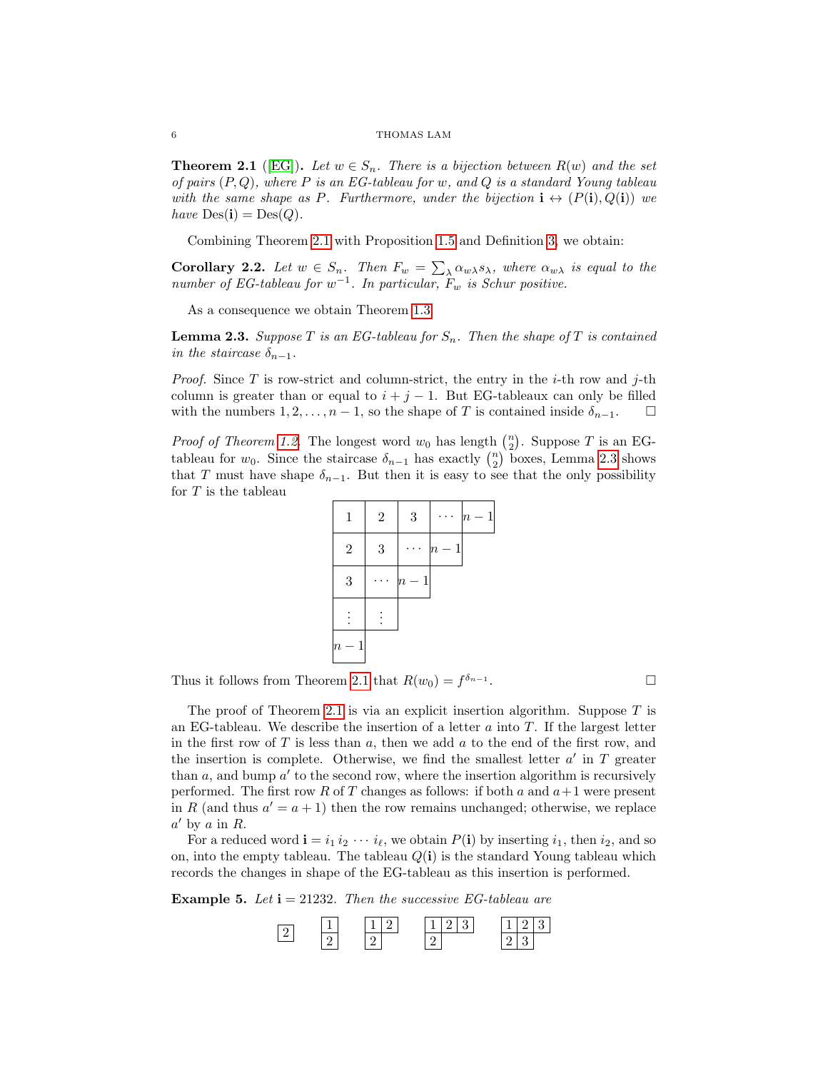**Theorem 2.1** ([EG]). *Let $w \in S_n$. There is a bijection between $R(w)$ and the set of pairs $(P, Q)$, where $P$ is an EG-tableau for $w$, and $Q$ is a standard Young tableau with the same shape as $P$. Furthermore, under the bijection $\mathbf{i} \leftrightarrow (P(\mathbf{i}), Q(\mathbf{i}))$ we have $\mathrm{Des}(\mathbf{i}) = \mathrm{Des}(Q)$.*

Combining Theorem 2.1 with Proposition 1.5 and Definition 3, we obtain:

**Corollary 2.2.** *Let $w \in S_n$. Then $F_w = \sum_\lambda \alpha_{w\lambda} s_\lambda$, where $\alpha_{w\lambda}$ is equal to the number of EG-tableau for $w^{-1}$. In particular, $F_w$ is Schur positive.*

As a consequence we obtain Theorem 1.3.

**Lemma 2.3.** *Suppose $T$ is an EG-tableau for $S_n$. Then the shape of $T$ is contained in the staircase $\delta_{n-1}$.*

*Proof.* Since $T$ is row-strict and column-strict, the entry in the $i$-th row and $j$-th column is greater than or equal to $i + j - 1$. But EG-tableaux can only be filled with the numbers $1, 2, \ldots, n-1$, so the shape of $T$ is contained inside $\delta_{n-1}$. □

*Proof of Theorem 1.2.* The longest word $w_0$ has length $\binom{n}{2}$. Suppose $T$ is an EG-tableau for $w_0$. Since the staircase $\delta_{n-1}$ has exactly $\binom{n}{2}$ boxes, Lemma 2.3 shows that $T$ must have shape $\delta_{n-1}$. But then it is easy to see that the only possibility for $T$ is the tableau

| 1 | 2 | 3 | $\cdots$ | $n-1$ |
|---|---|---|---|---|
| 2 | 3 | $\cdots$ | $n-1$ | |
| 3 | $\cdots$ | $n-1$ | | |
| $\vdots$ | $\vdots$ | | | |
| $n-1$ | | | | |

Thus it follows from Theorem 2.1 that $R(w_0) = f^{\delta_{n-1}}$. □

The proof of Theorem 2.1 is via an explicit insertion algorithm. Suppose $T$ is an EG-tableau. We describe the insertion of a letter $a$ into $T$. If the largest letter in the first row of $T$ is less than $a$, then we add $a$ to the end of the first row, and the insertion is complete. Otherwise, we find the smallest letter $a'$ in $T$ greater than $a$, and bump $a'$ to the second row, where the insertion algorithm is recursively performed. The first row $R$ of $T$ changes as follows: if both $a$ and $a+1$ were present in $R$ (and thus $a' = a+1$) then the row remains unchanged; otherwise, we replace $a'$ by $a$ in $R$.

For a reduced word $\mathbf{i} = i_1\, i_2\, \cdots\, i_\ell$, we obtain $P(\mathbf{i})$ by inserting $i_1$, then $i_2$, and so on, into the empty tableau. The tableau $Q(\mathbf{i})$ is the standard Young tableau which records the changes in shape of the EG-tableau as this insertion is performed.

**Example 5.** *Let $\mathbf{i} = 21232$. Then the successive EG-tableau are*

$$
\begin{array}{|c|}\hline 2\\\hline\end{array}
\qquad
\begin{array}{|c|}\hline 1\\\hline 2\\\hline\end{array}
\qquad
\begin{array}{|c|c|}\hline 1 & 2\\\hline 2\\\cline{1-1}\end{array}
\qquad
\begin{array}{|c|c|c|}\hline 1 & 2 & 3\\\hline 2\\\cline{1-1}\end{array}
\qquad
\begin{array}{|c|c|c|}\hline 1 & 2 & 3\\\hline 2 & 3\\\cline{1-2}\end{array}
$$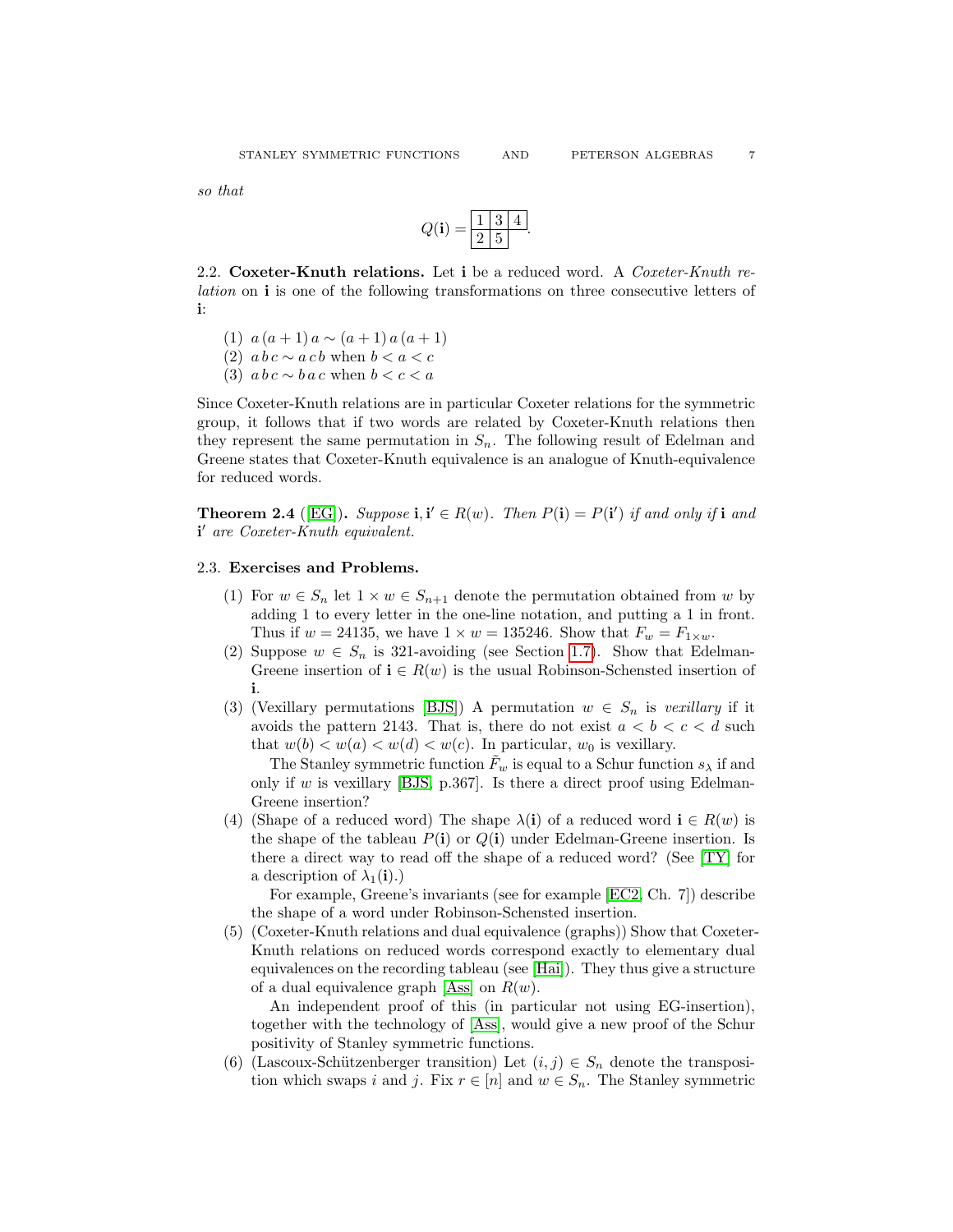*so that*

$$Q(\mathbf{i}) = \begin{array}{|c|c|c|} \hline 1 & 3 & 4 \\ \hline 2 & 5 \\ \cline{1-2} \end{array}.$$

2.2. **Coxeter-Knuth relations.** Let $\mathbf{i}$ be a reduced word. A *Coxeter-Knuth relation* on $\mathbf{i}$ is one of the following transformations on three consecutive letters of $\mathbf{i}$:

(1) $a\,(a+1)\,a \sim (a+1)\,a\,(a+1)$
(2) $a\,b\,c \sim a\,c\,b$ when $b < a < c$
(3) $a\,b\,c \sim b\,a\,c$ when $b < c < a$

Since Coxeter-Knuth relations are in particular Coxeter relations for the symmetric group, it follows that if two words are related by Coxeter-Knuth relations then they represent the same permutation in $S_n$. The following result of Edelman and Greene states that Coxeter-Knuth equivalence is an analogue of Knuth-equivalence for reduced words.

**Theorem 2.4** ([EG]). *Suppose* $\mathbf{i}, \mathbf{i}' \in R(w)$. *Then* $P(\mathbf{i}) = P(\mathbf{i}')$ *if and only if* $\mathbf{i}$ *and* $\mathbf{i}'$ *are Coxeter-Knuth equivalent.*

2.3. **Exercises and Problems.**

(1) For $w \in S_n$ let $1 \times w \in S_{n+1}$ denote the permutation obtained from $w$ by adding 1 to every letter in the one-line notation, and putting a 1 in front. Thus if $w = 24135$, we have $1 \times w = 135246$. Show that $F_w = F_{1\times w}$.

(2) Suppose $w \in S_n$ is 321-avoiding (see Section 1.7). Show that Edelman-Greene insertion of $\mathbf{i} \in R(w)$ is the usual Robinson-Schensted insertion of $\mathbf{i}$.

(3) (Vexillary permutations [BJS]) A permutation $w \in S_n$ is *vexillary* if it avoids the pattern 2143. That is, there do not exist $a < b < c < d$ such that $w(b) < w(a) < w(d) < w(c)$. In particular, $w_0$ is vexillary.

The Stanley symmetric function $\tilde{F}_w$ is equal to a Schur function $s_\lambda$ if and only if $w$ is vexillary [BJS, p.367]. Is there a direct proof using Edelman-Greene insertion?

(4) (Shape of a reduced word) The shape $\lambda(\mathbf{i})$ of a reduced word $\mathbf{i} \in R(w)$ is the shape of the tableau $P(\mathbf{i})$ or $Q(\mathbf{i})$ under Edelman-Greene insertion. Is there a direct way to read off the shape of a reduced word? (See [TY] for a description of $\lambda_1(\mathbf{i})$.)

For example, Greene's invariants (see for example [EC2, Ch. 7]) describe the shape of a word under Robinson-Schensted insertion.

(5) (Coxeter-Knuth relations and dual equivalence (graphs)) Show that Coxeter-Knuth relations on reduced words correspond exactly to elementary dual equivalences on the recording tableau (see [Hai]). They thus give a structure of a dual equivalence graph [Ass] on $R(w)$.

An independent proof of this (in particular not using EG-insertion), together with the technology of [Ass], would give a new proof of the Schur positivity of Stanley symmetric functions.

(6) (Lascoux-Schützenberger transition) Let $(i, j) \in S_n$ denote the transposition which swaps $i$ and $j$. Fix $r \in [n]$ and $w \in S_n$. The Stanley symmetric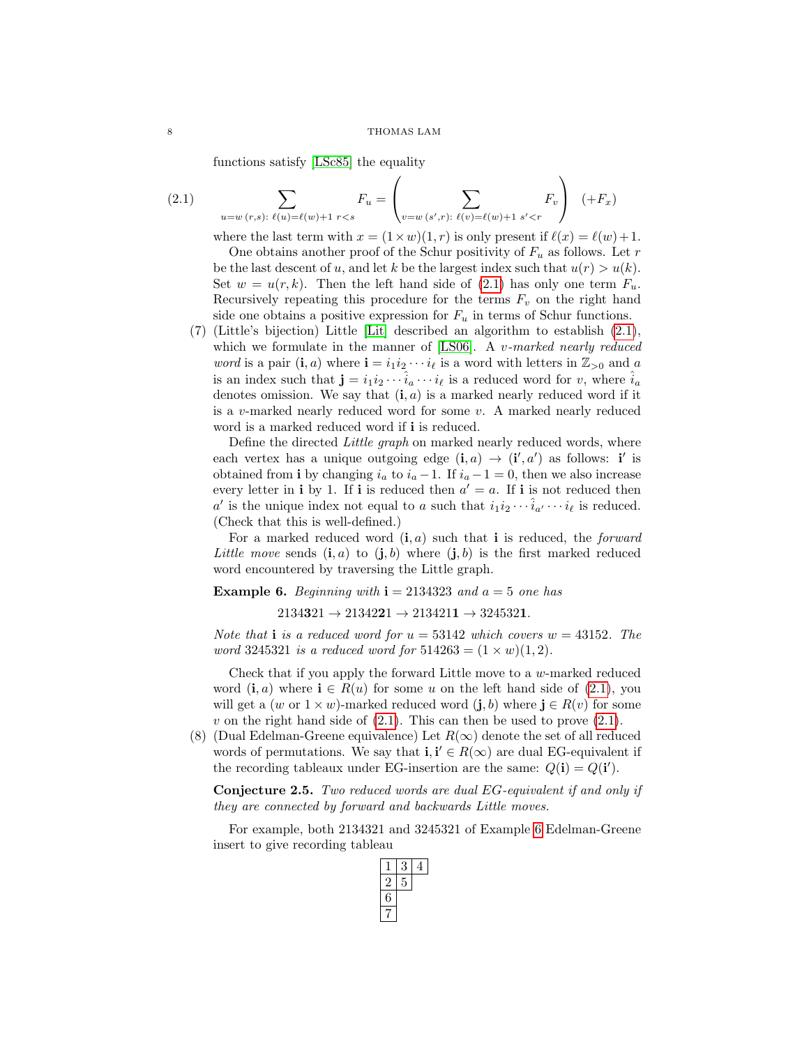functions satisfy [LSc85] the equality

$$\sum_{u=w\,(r,s):\ \ell(u)=\ell(w)+1\ r<s} F_u = \left( \sum_{v=w\,(s',r):\ \ell(v)=\ell(w)+1\ s'<r} F_v \right) \quad (+F_x) \tag{2.1}$$

where the last term with $x = (1 \times w)(1,r)$ is only present if $\ell(x) = \ell(w)+1$.

One obtains another proof of the Schur positivity of $F_u$ as follows. Let $r$ be the last descent of $u$, and let $k$ be the largest index such that $u(r) > u(k)$. Set $w = u(r,k)$. Then the left hand side of (2.1) has only one term $F_u$. Recursively repeating this procedure for the terms $F_v$ on the right hand side one obtains a positive expression for $F_u$ in terms of Schur functions.

(7) (Little's bijection) Little [Lit] described an algorithm to establish (2.1), which we formulate in the manner of [LS06]. A *$v$-marked nearly reduced word* is a pair $(\mathbf{i}, a)$ where $\mathbf{i} = i_1 i_2 \cdots i_\ell$ is a word with letters in $\mathbb{Z}_{>0}$ and $a$ is an index such that $\mathbf{j} = i_1 i_2 \cdots \hat{i}_a \cdots i_\ell$ is a reduced word for $v$, where $\hat{i}_a$ denotes omission. We say that $(\mathbf{i}, a)$ is a marked nearly reduced word if it is a $v$-marked nearly reduced word for some $v$. A marked nearly reduced word is a marked reduced word if $\mathbf{i}$ is reduced.

Define the directed *Little graph* on marked nearly reduced words, where each vertex has a unique outgoing edge $(\mathbf{i}, a) \to (\mathbf{i}', a')$ as follows: $\mathbf{i}'$ is obtained from $\mathbf{i}$ by changing $i_a$ to $i_a - 1$. If $i_a - 1 = 0$, then we also increase every letter in $\mathbf{i}$ by 1. If $\mathbf{i}$ is reduced then $a' = a$. If $\mathbf{i}$ is not reduced then $a'$ is the unique index not equal to $a$ such that $i_1 i_2 \cdots \hat{i}_{a'} \cdots i_\ell$ is reduced. (Check that this is well-defined.)

For a marked reduced word $(\mathbf{i}, a)$ such that $\mathbf{i}$ is reduced, the *forward Little move* sends $(\mathbf{i}, a)$ to $(\mathbf{j}, b)$ where $(\mathbf{j}, b)$ is the first marked reduced word encountered by traversing the Little graph.

**Example 6.** *Beginning with $\mathbf{i} = 2134323$ and $a = 5$ one has*

$$2134\mathbf{3}21 \to 21342\mathbf{2}1 \to 213421\mathbf{1} \to 324532\mathbf{1}.$$

*Note that $\mathbf{i}$ is a reduced word for $u = 53142$ which covers $w = 43152$. The word $3245321$ is a reduced word for $514263 = (1 \times w)(1,2)$.*

Check that if you apply the forward Little move to a $w$-marked reduced word $(\mathbf{i}, a)$ where $\mathbf{i} \in R(u)$ for some $u$ on the left hand side of (2.1), you will get a ($w$ or $1 \times w$)-marked reduced word $(\mathbf{j}, b)$ where $\mathbf{j} \in R(v)$ for some $v$ on the right hand side of (2.1). This can then be used to prove (2.1).

(8) (Dual Edelman-Greene equivalence) Let $R(\infty)$ denote the set of all reduced words of permutations. We say that $\mathbf{i}, \mathbf{i}' \in R(\infty)$ are dual EG-equivalent if the recording tableaux under EG-insertion are the same: $Q(\mathbf{i}) = Q(\mathbf{i}')$.

**Conjecture 2.5.** *Two reduced words are dual EG-equivalent if and only if they are connected by forward and backwards Little moves.*

For example, both 2134321 and 3245321 of Example 6 Edelman-Greene insert to give recording tableau

| 1 | 3 | 4 |
|---|---|---|
| 2 | 5 | |
| 6 | | |
| 7 | | |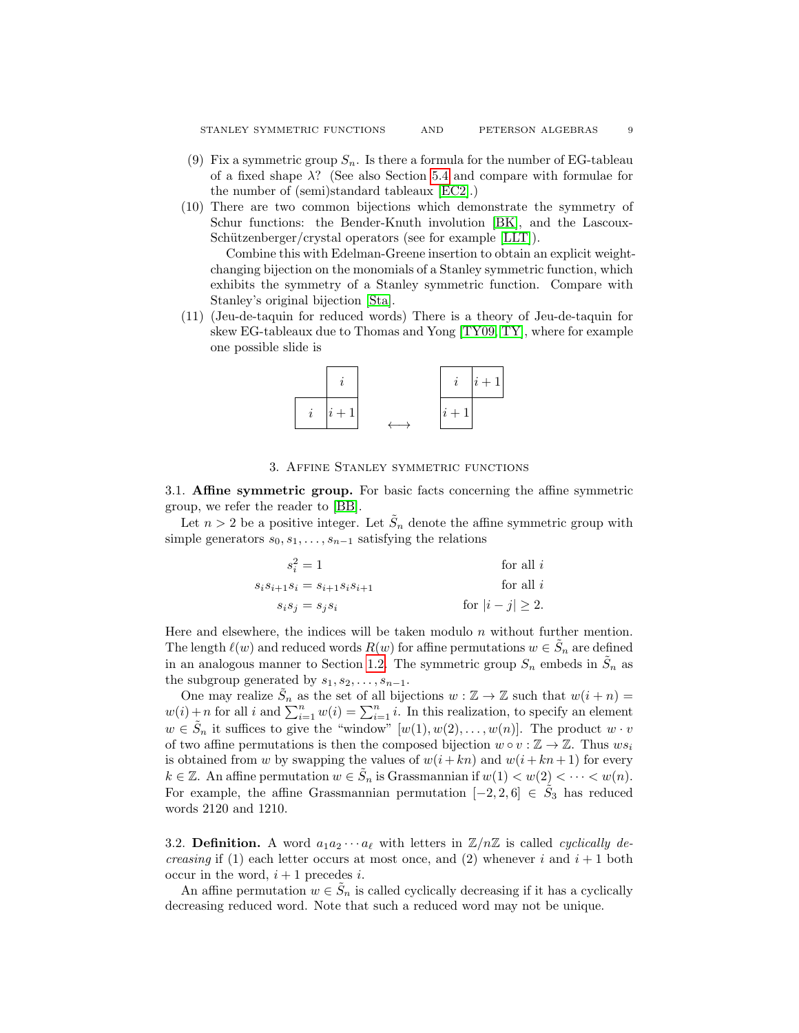(9) Fix a symmetric group $S_n$. Is there a formula for the number of EG-tableau of a fixed shape $\lambda$? (See also Section 5.4 and compare with formulae for the number of (semi)standard tableaux [EC2].)

(10) There are two common bijections which demonstrate the symmetry of Schur functions: the Bender-Knuth involution [BK], and the Lascoux-Schützenberger/crystal operators (see for example [LLT]).

Combine this with Edelman-Greene insertion to obtain an explicit weight-changing bijection on the monomials of a Stanley symmetric function, which exhibits the symmetry of a Stanley symmetric function. Compare with Stanley's original bijection [Sta].

(11) (Jeu-de-taquin for reduced words) There is a theory of Jeu-de-taquin for skew EG-tableaux due to Thomas and Yong [TY09, TY], where for example one possible slide is

$$\begin{array}{|c|c|} \hline & i \\ \hline i & i+1 \\ \hline \end{array} \quad \longleftrightarrow \quad \begin{array}{|c|c|} \hline i & i+1 \\ \hline i+1 & \\ \hline \end{array}$$

## 3. Affine Stanley symmetric functions

3.1. **Affine symmetric group.** For basic facts concerning the affine symmetric group, we refer the reader to [BB].

Let $n > 2$ be a positive integer. Let $\tilde{S}_n$ denote the affine symmetric group with simple generators $s_0, s_1, \ldots, s_{n-1}$ satisfying the relations

$$\begin{aligned} s_i^2 &= 1 && \text{for all } i \\ s_i s_{i+1} s_i &= s_{i+1} s_i s_{i+1} && \text{for all } i \\ s_i s_j &= s_j s_i && \text{for } |i-j| \geq 2. \end{aligned}$$

Here and elsewhere, the indices will be taken modulo $n$ without further mention. The length $\ell(w)$ and reduced words $R(w)$ for affine permutations $w \in \tilde{S}_n$ are defined in an analogous manner to Section 1.2. The symmetric group $S_n$ embeds in $\tilde{S}_n$ as the subgroup generated by $s_1, s_2, \ldots, s_{n-1}$.

One may realize $\tilde{S}_n$ as the set of all bijections $w : \mathbb{Z} \to \mathbb{Z}$ such that $w(i+n) = w(i) + n$ for all $i$ and $\sum_{i=1}^n w(i) = \sum_{i=1}^n i$. In this realization, to specify an element $w \in \tilde{S}_n$ it suffices to give the "window" $[w(1), w(2), \ldots, w(n)]$. The product $w \cdot v$ of two affine permutations is then the composed bijection $w \circ v : \mathbb{Z} \to \mathbb{Z}$. Thus $ws_i$ is obtained from $w$ by swapping the values of $w(i+kn)$ and $w(i+kn+1)$ for every $k \in \mathbb{Z}$. An affine permutation $w \in \tilde{S}_n$ is Grassmannian if $w(1) < w(2) < \cdots < w(n)$. For example, the affine Grassmannian permutation $[-2, 2, 6] \in \tilde{S}_3$ has reduced words 2120 and 1210.

3.2. **Definition.** A word $a_1 a_2 \cdots a_\ell$ with letters in $\mathbb{Z}/n\mathbb{Z}$ is called *cyclically decreasing* if (1) each letter occurs at most once, and (2) whenever $i$ and $i+1$ both occur in the word, $i+1$ precedes $i$.

An affine permutation $w \in \tilde{S}_n$ is called cyclically decreasing if it has a cyclically decreasing reduced word. Note that such a reduced word may not be unique.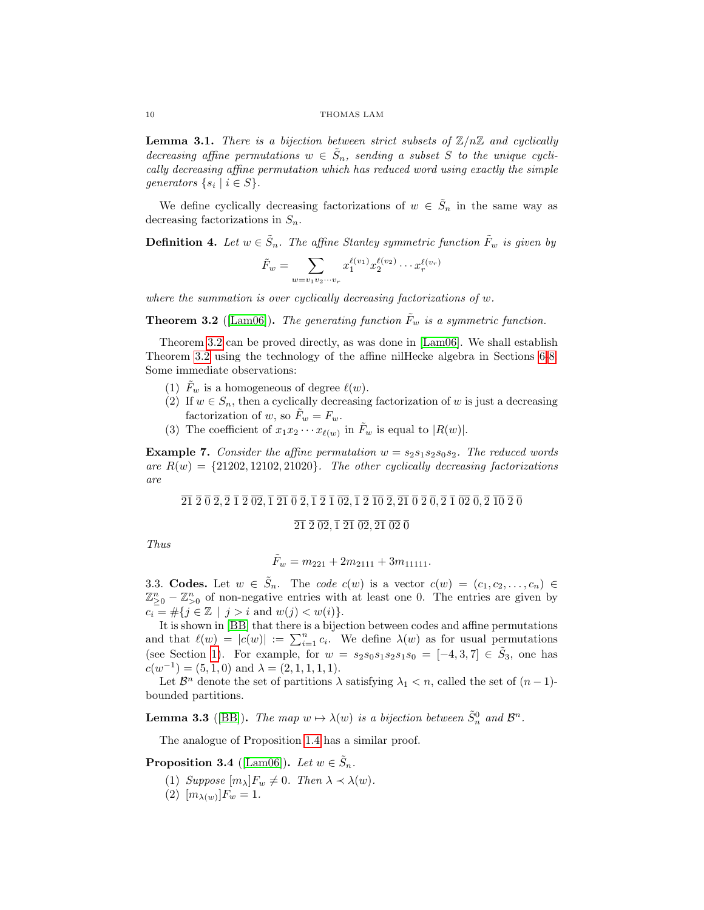**Lemma 3.1.** *There is a bijection between strict subsets of $\mathbb{Z}/n\mathbb{Z}$ and cyclically decreasing affine permutations $w \in \tilde{S}_n$, sending a subset $S$ to the unique cyclically decreasing affine permutation which has reduced word using exactly the simple generators $\{s_i \mid i \in S\}$.*

We define cyclically decreasing factorizations of $w \in \tilde{S}_n$ in the same way as decreasing factorizations in $S_n$.

**Definition 4.** *Let $w \in \tilde{S}_n$. The affine Stanley symmetric function $\tilde{F}_w$ is given by*

$$\tilde{F}_w = \sum_{w = v_1 v_2 \cdots v_r} x_1^{\ell(v_1)} x_2^{\ell(v_2)} \cdots x_r^{\ell(v_r)}$$

*where the summation is over cyclically decreasing factorizations of $w$.*

**Theorem 3.2** ([Lam06]). *The generating function $\tilde{F}_w$ is a symmetric function.*

Theorem 3.2 can be proved directly, as was done in [Lam06]. We shall establish Theorem 3.2 using the technology of the affine nilHecke algebra in Sections 6-8. Some immediate observations:

1. $\tilde{F}_w$ is a homogeneous of degree $\ell(w)$.
2. If $w \in S_n$, then a cyclically decreasing factorization of $w$ is just a decreasing factorization of $w$, so $\tilde{F}_w = F_w$.
3. The coefficient of $x_1 x_2 \cdots x_{\ell(w)}$ in $\tilde{F}_w$ is equal to $|R(w)|$.

**Example 7.** *Consider the affine permutation $w = s_2 s_1 s_2 s_0 s_2$. The reduced words are $R(w) = \{21202, 12102, 21020\}$. The other cyclically decreasing factorizations are*

$$\overline{21}\,\overline{2}\,\overline{0}\,\overline{2}, \overline{2}\,\overline{1}\,\overline{2}\,\overline{02}, \overline{1}\,\overline{21}\,\overline{0}\,\overline{2}, \overline{1}\,\overline{2}\,\overline{1}\,\overline{02}, \overline{1}\,\overline{2}\,\overline{10}\,\overline{2}, \overline{21}\,\overline{0}\,\overline{2}\,\overline{0}, \overline{2}\,\overline{1}\,\overline{02}\,\overline{0}, \overline{2}\,\overline{10}\,\overline{2}\,\overline{0}$$

$$\overline{21}\,\overline{2}\,\overline{02}, \overline{1}\,\overline{21}\,\overline{02}, \overline{21}\,\overline{02}\,\overline{0}$$

*Thus*

$$\tilde{F}_w = m_{221} + 2m_{2111} + 3m_{11111}.$$

3.3. **Codes.** Let $w \in \tilde{S}_n$. The *code* $c(w)$ is a vector $c(w) = (c_1, c_2, \ldots, c_n) \in \mathbb{Z}^n_{\geq 0} - \mathbb{Z}^n_{>0}$ of non-negative entries with at least one 0. The entries are given by $c_i = \#\{j \in \mathbb{Z} \mid j > i \text{ and } w(j) < w(i)\}$.

It is shown in [BB] that there is a bijection between codes and affine permutations and that $\ell(w) = |c(w)| := \sum_{i=1}^n c_i$. We define $\lambda(w)$ as for usual permutations (see Section 1). For example, for $w = s_2 s_0 s_1 s_2 s_1 s_0 = [-4, 3, 7] \in \tilde{S}_3$, one has $c(w^{-1}) = (5, 1, 0)$ and $\lambda = (2, 1, 1, 1, 1)$.

Let $\mathcal{B}^n$ denote the set of partitions $\lambda$ satisfying $\lambda_1 < n$, called the set of $(n-1)$-bounded partitions.

**Lemma 3.3** ([BB]). *The map $w \mapsto \lambda(w)$ is a bijection between $\tilde{S}_n^0$ and $\mathcal{B}^n$.*

The analogue of Proposition 1.4 has a similar proof.

**Proposition 3.4** ([Lam06]). *Let $w \in \tilde{S}_n$.*

1. *Suppose $[m_\lambda]F_w \neq 0$. Then $\lambda \prec \lambda(w)$.*
2. *$[m_{\lambda(w)}]F_w = 1$.*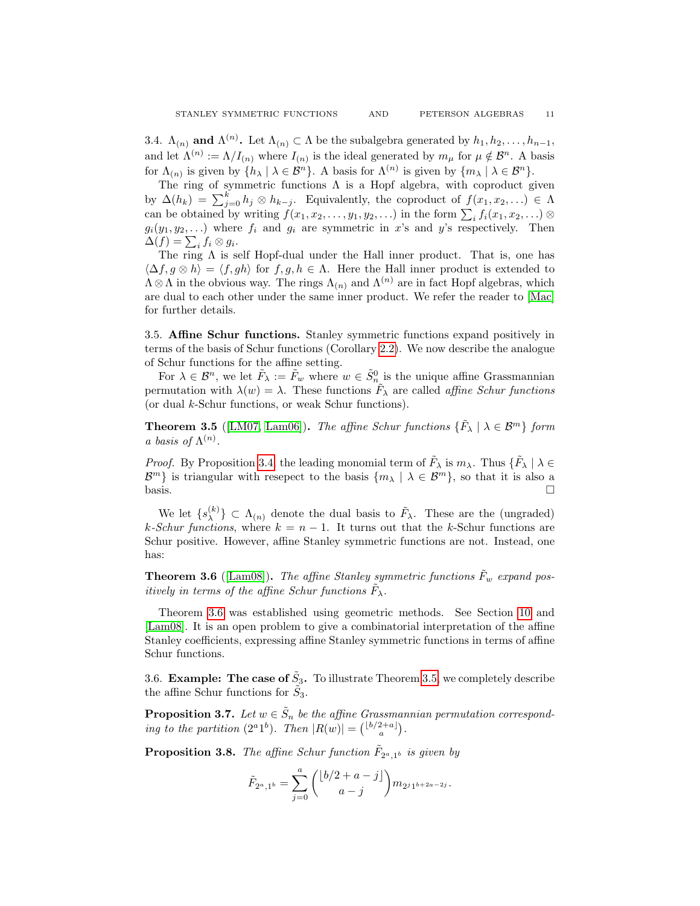3.4. $\Lambda_{(n)}$ **and** $\Lambda^{(n)}$**.** Let $\Lambda_{(n)} \subset \Lambda$ be the subalgebra generated by $h_1, h_2, \ldots, h_{n-1}$, and let $\Lambda^{(n)} := \Lambda / I_{(n)}$ where $I_{(n)}$ is the ideal generated by $m_\mu$ for $\mu \notin \mathcal{B}^n$. A basis for $\Lambda_{(n)}$ is given by $\{h_\lambda \mid \lambda \in \mathcal{B}^n\}$. A basis for $\Lambda^{(n)}$ is given by $\{m_\lambda \mid \lambda \in \mathcal{B}^n\}$.

The ring of symmetric functions $\Lambda$ is a Hopf algebra, with coproduct given by $\Delta(h_k) = \sum_{j=0}^k h_j \otimes h_{k-j}$. Equivalently, the coproduct of $f(x_1, x_2, \ldots) \in \Lambda$ can be obtained by writing $f(x_1, x_2, \ldots, y_1, y_2, \ldots)$ in the form $\sum_i f_i(x_1, x_2, \ldots) \otimes g_i(y_1, y_2, \ldots)$ where $f_i$ and $g_i$ are symmetric in $x$'s and $y$'s respectively. Then $\Delta(f) = \sum_i f_i \otimes g_i$.

The ring $\Lambda$ is self Hopf-dual under the Hall inner product. That is, one has $\langle \Delta f, g \otimes h \rangle = \langle f, gh \rangle$ for $f, g, h \in \Lambda$. Here the Hall inner product is extended to $\Lambda \otimes \Lambda$ in the obvious way. The rings $\Lambda_{(n)}$ and $\Lambda^{(n)}$ are in fact Hopf algebras, which are dual to each other under the same inner product. We refer the reader to [Mac] for further details.

3.5. **Affine Schur functions.** Stanley symmetric functions expand positively in terms of the basis of Schur functions (Corollary 2.2). We now describe the analogue of Schur functions for the affine setting.

For $\lambda \in \mathcal{B}^n$, we let $\tilde{F}_\lambda := \tilde{F}_w$ where $w \in \tilde{S}_n^0$ is the unique affine Grassmannian permutation with $\lambda(w) = \lambda$. These functions $\tilde{F}_\lambda$ are called *affine Schur functions* (or dual $k$-Schur functions, or weak Schur functions).

**Theorem 3.5** ([LM07, Lam06]). *The affine Schur functions $\{\tilde{F}_\lambda \mid \lambda \in \mathcal{B}^m\}$ form a basis of $\Lambda^{(n)}$.*

*Proof.* By Proposition 3.4 the leading monomial term of $\tilde{F}_\lambda$ is $m_\lambda$. Thus $\{\tilde{F}_\lambda \mid \lambda \in \mathcal{B}^m\}$ is triangular with resepect to the basis $\{m_\lambda \mid \lambda \in \mathcal{B}^m\}$, so that it is also a basis. □

We let $\{s_\lambda^{(k)}\} \subset \Lambda_{(n)}$ denote the dual basis to $\tilde{F}_\lambda$. These are the (ungraded) *$k$-Schur functions*, where $k = n - 1$. It turns out that the $k$-Schur functions are Schur positive. However, affine Stanley symmetric functions are not. Instead, one has:

**Theorem 3.6** ([Lam08]). *The affine Stanley symmetric functions $\tilde{F}_w$ expand positively in terms of the affine Schur functions $\tilde{F}_\lambda$.*

Theorem 3.6 was established using geometric methods. See Section 10 and [Lam08]. It is an open problem to give a combinatorial interpretation of the affine Stanley coefficients, expressing affine Stanley symmetric functions in terms of affine Schur functions.

3.6. **Example: The case of $\tilde{S}_3$.** To illustrate Theorem 3.5, we completely describe the affine Schur functions for $\tilde{S}_3$.

**Proposition 3.7.** *Let $w \in \tilde{S}_n$ be the affine Grassmannian permutation corresponding to the partition $(2^a 1^b)$. Then $|R(w)| = \binom{\lfloor b/2 + a \rfloor}{a}$.*

**Proposition 3.8.** *The affine Schur function $\tilde{F}_{2^a,1^b}$ is given by*

$$\tilde{F}_{2^a,1^b} = \sum_{j=0}^{a} \binom{\lfloor b/2 + a - j \rfloor}{a - j} m_{2^j 1^{b+2a-2j}}.$$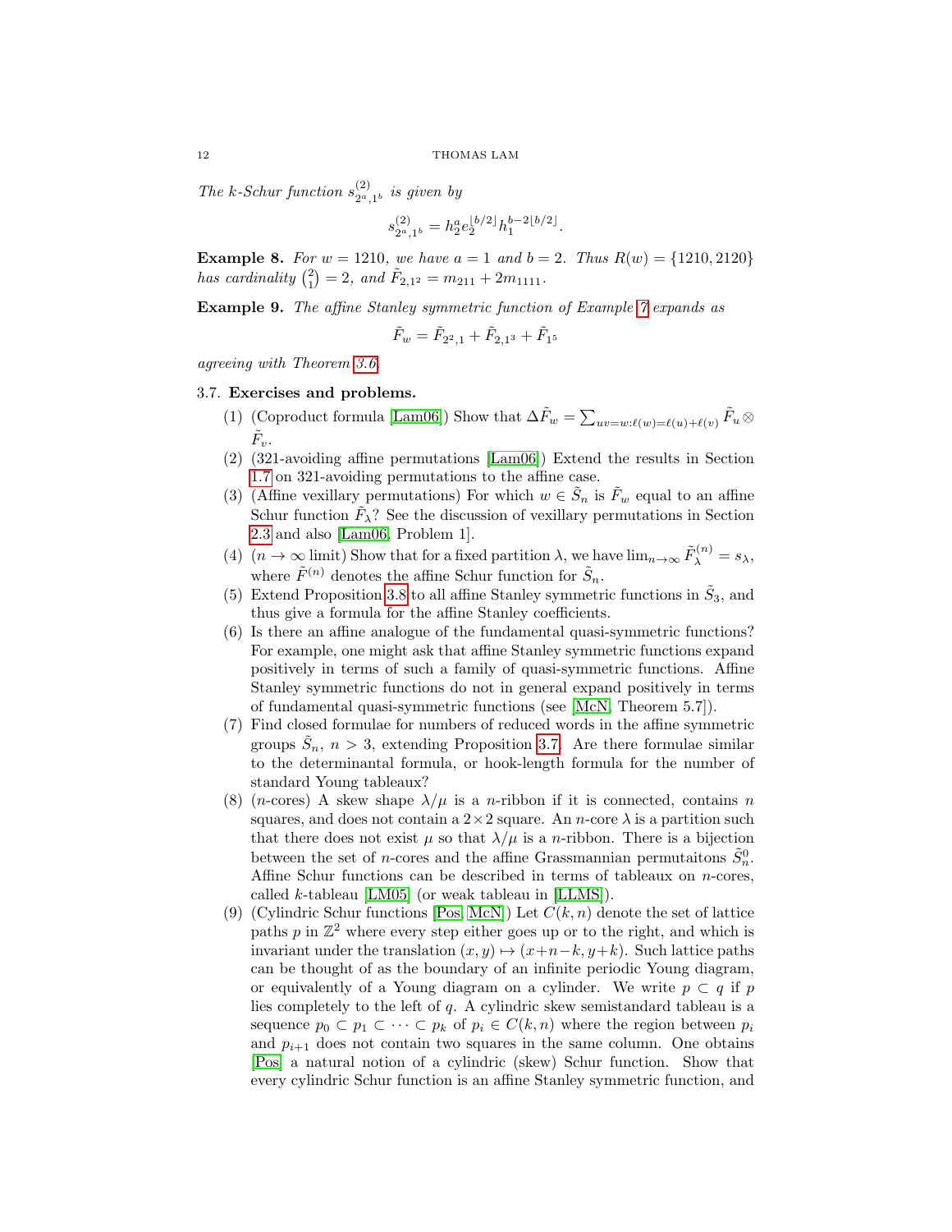*The $k$-Schur function $s^{(2)}_{2^a,1^b}$ is given by*

$$s^{(2)}_{2^a,1^b} = h_2^a e_2^{\lfloor b/2 \rfloor} h_1^{b-2\lfloor b/2 \rfloor}.$$

**Example 8.** *For $w = 1210$, we have $a = 1$ and $b = 2$. Thus $R(w) = \{1210, 2120\}$ has cardinality $\binom{2}{1} = 2$, and $\tilde{F}_{2,1^2} = m_{211} + 2m_{1111}$.*

**Example 9.** *The affine Stanley symmetric function of Example 7 expands as*

$$\tilde{F}_w = \tilde{F}_{2^2,1} + \tilde{F}_{2,1^3} + \tilde{F}_{1^5}$$

*agreeing with Theorem 3.6.*

### 3.7. Exercises and problems.

(1) (Coproduct formula [Lam06]) Show that $\Delta \tilde{F}_w = \sum_{uv=w:\ell(w)=\ell(u)+\ell(v)} \tilde{F}_u \otimes \tilde{F}_v$.

(2) (321-avoiding affine permutations [Lam06]) Extend the results in Section 1.7 on 321-avoiding permutations to the affine case.

(3) (Affine vexillary permutations) For which $w \in \tilde{S}_n$ is $\tilde{F}_w$ equal to an affine Schur function $\tilde{F}_\lambda$? See the discussion of vexillary permutations in Section 2.3 and also [Lam06, Problem 1].

(4) ($n \to \infty$ limit) Show that for a fixed partition $\lambda$, we have $\lim_{n\to\infty} \tilde{F}^{(n)}_\lambda = s_\lambda$, where $\tilde{F}^{(n)}$ denotes the affine Schur function for $\tilde{S}_n$.

(5) Extend Proposition 3.8 to all affine Stanley symmetric functions in $\tilde{S}_3$, and thus give a formula for the affine Stanley coefficients.

(6) Is there an affine analogue of the fundamental quasi-symmetric functions? For example, one might ask that affine Stanley symmetric functions expand positively in terms of such a family of quasi-symmetric functions. Affine Stanley symmetric functions do not in general expand positively in terms of fundamental quasi-symmetric functions (see [McN, Theorem 5.7]).

(7) Find closed formulae for numbers of reduced words in the affine symmetric groups $\tilde{S}_n$, $n > 3$, extending Proposition 3.7. Are there formulae similar to the determinantal formula, or hook-length formula for the number of standard Young tableaux?

(8) ($n$-cores) A skew shape $\lambda/\mu$ is a $n$-ribbon if it is connected, contains $n$ squares, and does not contain a $2\times 2$ square. An $n$-core $\lambda$ is a partition such that there does not exist $\mu$ so that $\lambda/\mu$ is a $n$-ribbon. There is a bijection between the set of $n$-cores and the affine Grassmannian permutaitons $\tilde{S}^0_n$. Affine Schur functions can be described in terms of tableaux on $n$-cores, called $k$-tableaux [LM05] (or weak tableau in [LLMS]).

(9) (Cylindric Schur functions [Pos, McN]) Let $C(k, n)$ denote the set of lattice paths $p$ in $\mathbb{Z}^2$ where every step either goes up or to the right, and which is invariant under the translation $(x, y) \mapsto (x+n-k, y+k)$. Such lattice paths can be thought of as the boundary of an infinite periodic Young diagram, or equivalently of a Young diagram on a cylinder. We write $p \subset q$ if $p$ lies completely to the left of $q$. A cylindric skew semistandard tableau is a sequence $p_0 \subset p_1 \subset \cdots \subset p_k$ of $p_i \in C(k, n)$ where the region between $p_i$ and $p_{i+1}$ does not contain two squares in the same column. One obtains [Pos] a natural notion of a cylindric (skew) Schur function. Show that every cylindric Schur function is an affine Stanley symmetric function, and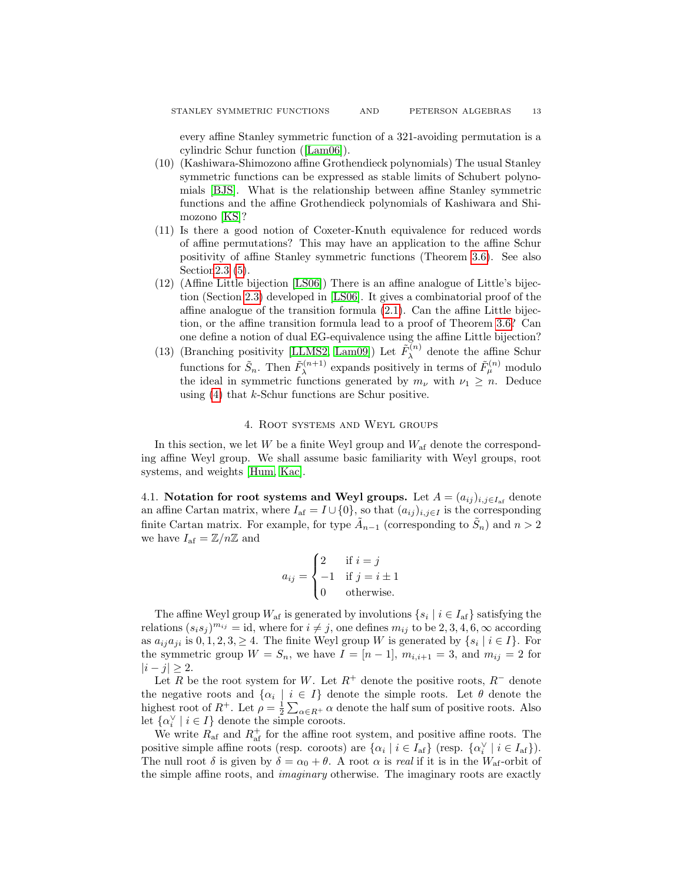every affine Stanley symmetric function of a 321-avoiding permutation is a cylindric Schur function ([Lam06]).

(10) (Kashiwara-Shimozono affine Grothendieck polynomials) The usual Stanley symmetric functions can be expressed as stable limits of Schubert polynomials [BJS]. What is the relationship between affine Stanley symmetric functions and the affine Grothendieck polynomials of Kashiwara and Shimozono [KS]?

(11) Is there a good notion of Coxeter-Knuth equivalence for reduced words of affine permutations? This may have an application to the affine Schur positivity of affine Stanley symmetric functions (Theorem 3.6). See also Section 2.3 (5).

(12) (Affine Little bijection [LS06]) There is an affine analogue of Little's bijection (Section 2.3) developed in [LS06]. It gives a combinatorial proof of the affine analogue of the transition formula (2.1). Can the affine Little bijection, or the affine transition formula lead to a proof of Theorem 3.6? Can one define a notion of dual EG-equivalence using the affine Little bijection?

(13) (Branching positivity [LLMS2, Lam09]) Let $\tilde{F}_\lambda^{(n)}$ denote the affine Schur functions for $\tilde{S}_n$. Then $\tilde{F}_\lambda^{(n+1)}$ expands positively in terms of $\tilde{F}_\mu^{(n)}$ modulo the ideal in symmetric functions generated by $m_\nu$ with $\nu_1 \geq n$. Deduce using (4) that $k$-Schur functions are Schur positive.

## 4. Root systems and Weyl groups

In this section, we let $W$ be a finite Weyl group and $W_{\rm af}$ denote the corresponding affine Weyl group. We shall assume basic familiarity with Weyl groups, root systems, and weights [Hum, Kac].

**4.1. Notation for root systems and Weyl groups.** Let $A = (a_{ij})_{i,j \in I_{\rm af}}$ denote an affine Cartan matrix, where $I_{\rm af} = I \cup \{0\}$, so that $(a_{ij})_{i,j\in I}$ is the corresponding finite Cartan matrix. For example, for type $\tilde{A}_{n-1}$ (corresponding to $\tilde{S}_n$) and $n > 2$ we have $I_{\rm af} = \mathbb{Z}/n\mathbb{Z}$ and

$$a_{ij} = \begin{cases} 2 & \text{if } i = j \\ -1 & \text{if } j = i \pm 1 \\ 0 & \text{otherwise.} \end{cases}$$

The affine Weyl group $W_{\rm af}$ is generated by involutions $\{s_i \mid i \in I_{\rm af}\}$ satisfying the relations $(s_i s_j)^{m_{ij}} = \mathrm{id}$, where for $i \neq j$, one defines $m_{ij}$ to be $2, 3, 4, 6, \infty$ according as $a_{ij}a_{ji}$ is $0, 1, 2, 3, \geq 4$. The finite Weyl group $W$ is generated by $\{s_i \mid i \in I\}$. For the symmetric group $W = S_n$, we have $I = [n-1]$, $m_{i,i+1} = 3$, and $m_{ij} = 2$ for $|i - j| \geq 2$.

Let $R$ be the root system for $W$. Let $R^+$ denote the positive roots, $R^-$ denote the negative roots and $\{\alpha_i \mid i \in I\}$ denote the simple roots. Let $\theta$ denote the highest root of $R^+$. Let $\rho = \frac{1}{2}\sum_{\alpha \in R^+} \alpha$ denote the half sum of positive roots. Also let $\{\alpha_i^\vee \mid i \in I\}$ denote the simple coroots.

We write $R_{\rm af}$ and $R_{\rm af}^+$ for the affine root system, and positive affine roots. The positive simple affine roots (resp. coroots) are $\{\alpha_i \mid i \in I_{\rm af}\}$ (resp. $\{\alpha_i^\vee \mid i \in I_{\rm af}\}$). The null root $\delta$ is given by $\delta = \alpha_0 + \theta$. A root $\alpha$ is *real* if it is in the $W_{\rm af}$-orbit of the simple affine roots, and *imaginary* otherwise. The imaginary roots are exactly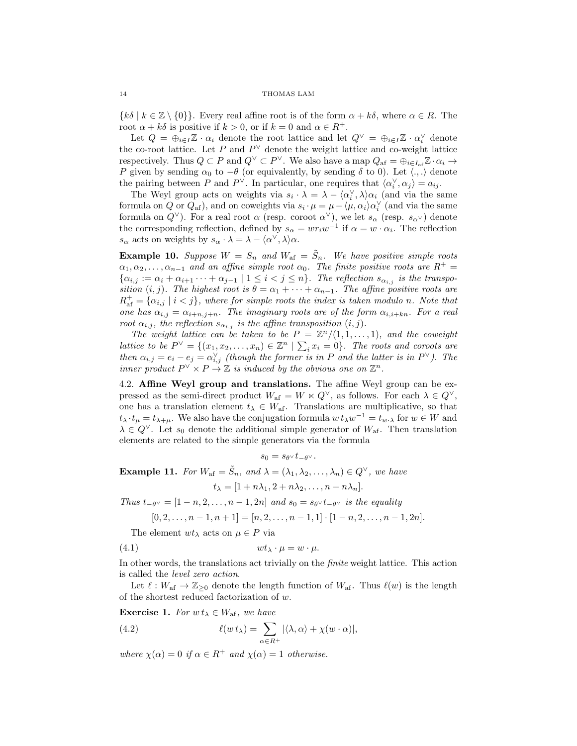$\{k\delta \mid k \in \mathbb{Z} \setminus \{0\}\}$. Every real affine root is of the form $\alpha + k\delta$, where $\alpha \in R$. The root $\alpha + k\delta$ is positive if $k > 0$, or if $k = 0$ and $\alpha \in R^+$.

Let $Q = \oplus_{i \in I} \mathbb{Z} \cdot \alpha_i$ denote the root lattice and let $Q^\vee = \oplus_{i \in I} \mathbb{Z} \cdot \alpha_i^\vee$ denote the co-root lattice. Let $P$ and $P^\vee$ denote the weight lattice and co-weight lattice respectively. Thus $Q \subset P$ and $Q^\vee \subset P^\vee$. We also have a map $Q_{\mathrm{af}} = \oplus_{i \in I_{\mathrm{af}}} \mathbb{Z} \cdot \alpha_i \to P$ given by sending $\alpha_0$ to $-\theta$ (or equivalently, by sending $\delta$ to 0). Let $\langle .,. \rangle$ denote the pairing between $P$ and $P^\vee$. In particular, one requires that $\langle \alpha_i^\vee, \alpha_j \rangle = a_{ij}$.

The Weyl group acts on weights via $s_i \cdot \lambda = \lambda - \langle \alpha_i^\vee, \lambda \rangle \alpha_i$ (and via the same formula on $Q$ or $Q_{\mathrm{af}}$), and on coweights via $s_i \cdot \mu = \mu - \langle \mu, \alpha_i \rangle \alpha_i^\vee$ (and via the same formula on $Q^\vee$). For a real root $\alpha$ (resp. coroot $\alpha^\vee$), we let $s_\alpha$ (resp. $s_{\alpha^\vee}$) denote the corresponding reflection, defined by $s_\alpha = w r_i w^{-1}$ if $\alpha = w \cdot \alpha_i$. The reflection $s_\alpha$ acts on weights by $s_\alpha \cdot \lambda = \lambda - \langle \alpha^\vee, \lambda \rangle \alpha$.

**Example 10.** *Suppose $W = S_n$ and $W_{\mathrm{af}} = \tilde{S}_n$. We have positive simple roots $\alpha_1, \alpha_2, \ldots, \alpha_{n-1}$ and an affine simple root $\alpha_0$. The finite positive roots are $R^+ = \{\alpha_{i,j} := \alpha_i + \alpha_{i+1} \cdots + \alpha_{j-1} \mid 1 \le i < j \le n\}$. The reflection $s_{\alpha_{i,j}}$ is the transposition $(i,j)$. The highest root is $\theta = \alpha_1 + \cdots + \alpha_{n-1}$. The affine positive roots are $R^+_{\mathrm{af}} = \{\alpha_{i,j} \mid i < j\}$, where for simple roots the index is taken modulo $n$. Note that one has $\alpha_{i,j} = \alpha_{i+n,j+n}$. The imaginary roots are of the form $\alpha_{i,i+kn}$. For a real root $\alpha_{i,j}$, the reflection $s_{\alpha_{i,j}}$ is the affine transposition $(i,j)$.*

*The weight lattice can be taken to be $P = \mathbb{Z}^n/(1,1,\ldots,1)$, and the coweight lattice to be $P^\vee = \{(x_1, x_2, \ldots, x_n) \in \mathbb{Z}^n \mid \sum_i x_i = 0\}$. The roots and coroots are then $\alpha_{i,j} = e_i - e_j = \alpha_{i,j}^\vee$ (though the former is in $P$ and the latter is in $P^\vee$). The inner product $P^\vee \times P \to \mathbb{Z}$ is induced by the obvious one on $\mathbb{Z}^n$.*

## 4.2. Affine Weyl group and translations.

The affine Weyl group can be expressed as the semi-direct product $W_{\mathrm{af}} = W \ltimes Q^\vee$, as follows. For each $\lambda \in Q^\vee$, one has a translation element $t_\lambda \in W_{\mathrm{af}}$. Translations are multiplicative, so that $t_\lambda \cdot t_\mu = t_{\lambda+\mu}$. We also have the conjugation formula $w\, t_\lambda w^{-1} = t_{w \cdot \lambda}$ for $w \in W$ and $\lambda \in Q^\vee$. Let $s_0$ denote the additional simple generator of $W_{\mathrm{af}}$. Then translation elements are related to the simple generators via the formula

$$s_0 = s_{\theta^\vee} t_{-\theta^\vee}.$$

**Example 11.** *For $W_{\mathrm{af}} = \tilde{S}_n$, and $\lambda = (\lambda_1, \lambda_2, \ldots, \lambda_n) \in Q^\vee$, we have*

$$t_\lambda = [1 + n\lambda_1, 2 + n\lambda_2, \ldots, n + n\lambda_n].$$

*Thus $t_{-\theta^\vee} = [1-n, 2, \ldots, n-1, 2n]$ and $s_0 = s_{\theta^\vee} t_{-\theta^\vee}$ is the equality*

$$[0, 2, \ldots, n-1, n+1] = [n, 2, \ldots, n-1, 1] \cdot [1-n, 2, \ldots, n-1, 2n].$$

The element $wt_\lambda$ acts on $\mu \in P$ via

$$wt_\lambda \cdot \mu = w \cdot \mu. \tag{4.1}$$

In other words, the translations act trivially on the *finite* weight lattice. This action is called the *level zero action*.

Let $\ell : W_{\mathrm{af}} \to \mathbb{Z}_{\ge 0}$ denote the length function of $W_{\mathrm{af}}$. Thus $\ell(w)$ is the length of the shortest reduced factorization of $w$.

**Exercise 1.** *For $w\, t_\lambda \in W_{\mathrm{af}}$, we have*

$$\ell(w\, t_\lambda) = \sum_{\alpha \in R^+} |\langle \lambda, \alpha \rangle + \chi(w \cdot \alpha)|, \tag{4.2}$$

*where $\chi(\alpha) = 0$ if $\alpha \in R^+$ and $\chi(\alpha) = 1$ otherwise.*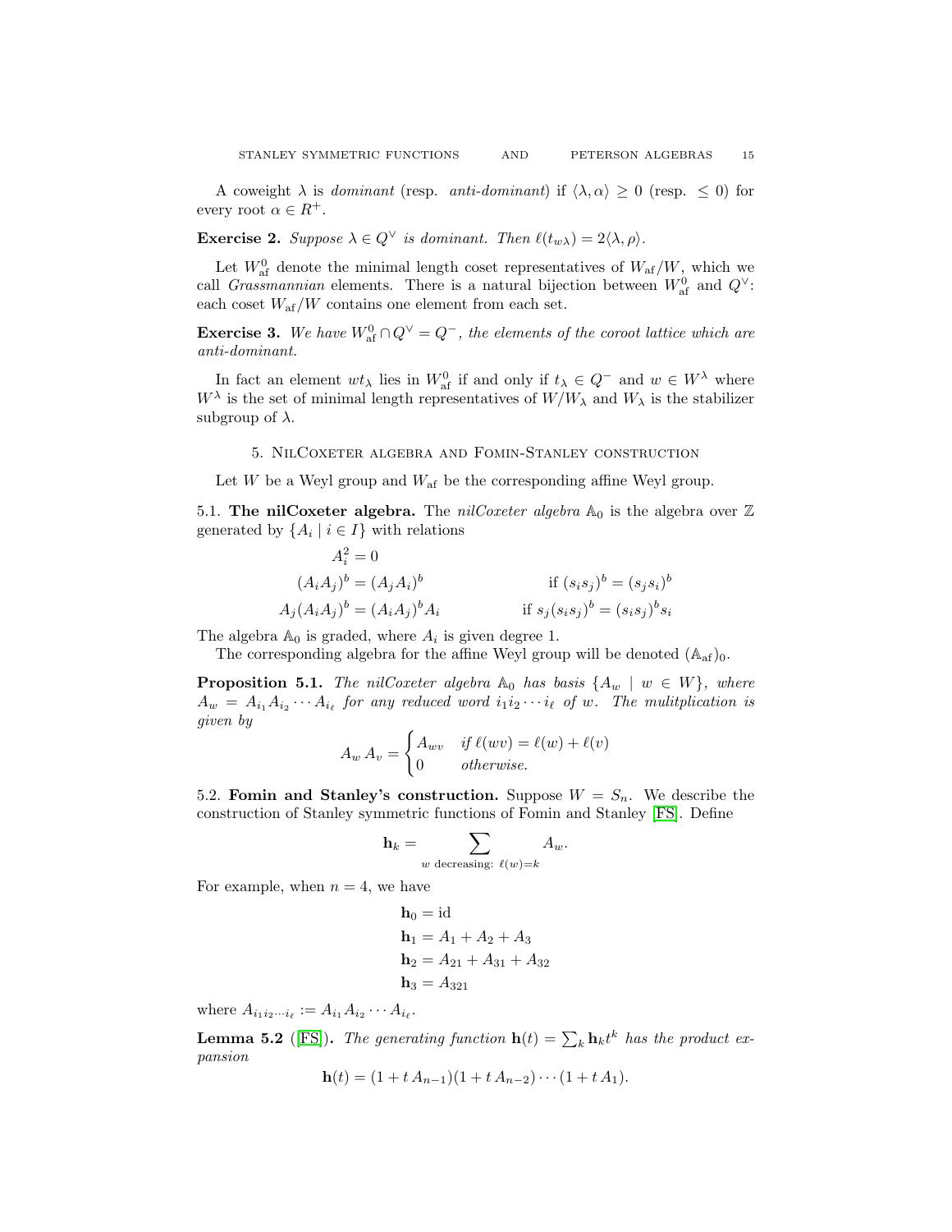A coweight $\lambda$ is *dominant* (resp. *anti-dominant*) if $\langle \lambda, \alpha \rangle \geq 0$ (resp. $\leq 0$) for every root $\alpha \in R^+$.

**Exercise 2.** *Suppose $\lambda \in Q^\vee$ is dominant. Then $\ell(t_{w\lambda}) = 2\langle \lambda, \rho \rangle$.*

Let $W_{\mathrm{af}}^0$ denote the minimal length coset representatives of $W_{\mathrm{af}}/W$, which we call *Grassmannian* elements. There is a natural bijection between $W_{\mathrm{af}}^0$ and $Q^\vee$: each coset $W_{\mathrm{af}}/W$ contains one element from each set.

**Exercise 3.** *We have $W_{\mathrm{af}}^0 \cap Q^\vee = Q^-$, the elements of the coroot lattice which are anti-dominant.*

In fact an element $wt_\lambda$ lies in $W_{\mathrm{af}}^0$ if and only if $t_\lambda \in Q^-$ and $w \in W^\lambda$ where $W^\lambda$ is the set of minimal length representatives of $W/W_\lambda$ and $W_\lambda$ is the stabilizer subgroup of $\lambda$.

## 5. NilCoxeter algebra and Fomin-Stanley construction

Let $W$ be a Weyl group and $W_{\mathrm{af}}$ be the corresponding affine Weyl group.

**5.1. The nilCoxeter algebra.** The *nilCoxeter algebra* $\mathbb{A}_0$ is the algebra over $\mathbb{Z}$ generated by $\{A_i \mid i \in I\}$ with relations

$$
\begin{aligned}
A_i^2 &= 0 && \\
(A_i A_j)^b &= (A_j A_i)^b && \text{if } (s_i s_j)^b = (s_j s_i)^b \\
A_j (A_i A_j)^b &= (A_i A_j)^b A_i && \text{if } s_j (s_i s_j)^b = (s_i s_j)^b s_i
\end{aligned}
$$

The algebra $\mathbb{A}_0$ is graded, where $A_i$ is given degree 1.

The corresponding algebra for the affine Weyl group will be denoted $(\mathbb{A}_{\mathrm{af}})_0$.

**Proposition 5.1.** *The nilCoxeter algebra $\mathbb{A}_0$ has basis $\{A_w \mid w \in W\}$, where $A_w = A_{i_1} A_{i_2} \cdots A_{i_\ell}$ for any reduced word $i_1 i_2 \cdots i_\ell$ of $w$. The mulitplication is given by*

$$
A_w \, A_v = \begin{cases} A_{wv} & \text{if } \ell(wv) = \ell(w) + \ell(v) \\ 0 & \text{otherwise.} \end{cases}
$$

**5.2. Fomin and Stanley's construction.** Suppose $W = S_n$. We describe the construction of Stanley symmetric functions of Fomin and Stanley [FS]. Define

$$
\mathbf{h}_k = \sum_{w \text{ decreasing: } \ell(w) = k} A_w.
$$

For example, when $n = 4$, we have

$$
\begin{aligned}
\mathbf{h}_0 &= \mathrm{id} \\
\mathbf{h}_1 &= A_1 + A_2 + A_3 \\
\mathbf{h}_2 &= A_{21} + A_{31} + A_{32} \\
\mathbf{h}_3 &= A_{321}
\end{aligned}
$$

where $A_{i_1 i_2 \cdots i_\ell} := A_{i_1} A_{i_2} \cdots A_{i_\ell}$.

**Lemma 5.2** ([FS]). *The generating function $\mathbf{h}(t) = \sum_k \mathbf{h}_k t^k$ has the product expansion*

$$
\mathbf{h}(t) = (1 + t\, A_{n-1})(1 + t\, A_{n-2}) \cdots (1 + t\, A_1).
$$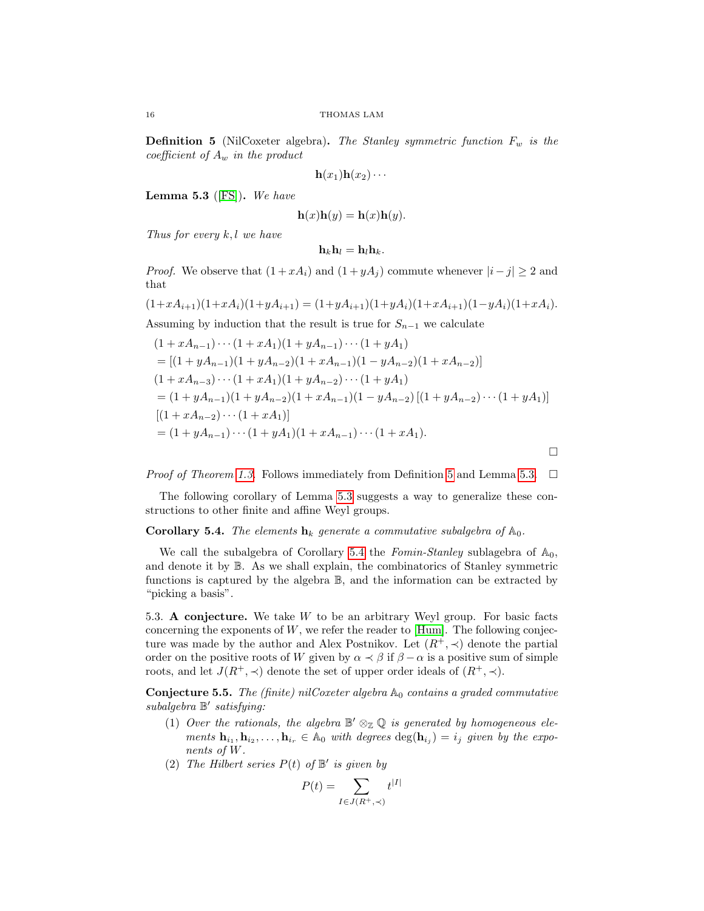**Definition 5** (NilCoxeter algebra)**.** *The Stanley symmetric function $F_w$ is the coefficient of $A_w$ in the product*

$$\mathbf{h}(x_1)\mathbf{h}(x_2)\cdots$$

**Lemma 5.3** ([FS])**.** *We have*

$$\mathbf{h}(x)\mathbf{h}(y) = \mathbf{h}(x)\mathbf{h}(y).$$

*Thus for every $k, l$ we have*

$$\mathbf{h}_k\mathbf{h}_l = \mathbf{h}_l\mathbf{h}_k.$$

*Proof.* We observe that $(1 + xA_i)$ and $(1 + yA_j)$ commute whenever $|i - j| \geq 2$ and that

$$(1+xA_{i+1})(1+xA_i)(1+yA_{i+1}) = (1+yA_{i+1})(1+yA_i)(1+xA_{i+1})(1-yA_i)(1+xA_i).$$

Assuming by induction that the result is true for $S_{n-1}$ we calculate

$$\begin{aligned}
&(1 + xA_{n-1}) \cdots (1 + xA_1)(1 + yA_{n-1}) \cdots (1 + yA_1)\\
&= [(1 + yA_{n-1})(1 + yA_{n-2})(1 + xA_{n-1})(1 - yA_{n-2})(1 + xA_{n-2})]\\
&(1 + xA_{n-3}) \cdots (1 + xA_1)(1 + yA_{n-2}) \cdots (1 + yA_1)\\
&= (1 + yA_{n-1})(1 + yA_{n-2})(1 + xA_{n-1})(1 - yA_{n-2}) [(1 + yA_{n-2}) \cdots (1 + yA_1)]\\
&[(1 + xA_{n-2}) \cdots (1 + xA_1)]\\
&= (1 + yA_{n-1}) \cdots (1 + yA_1)(1 + xA_{n-1}) \cdots (1 + xA_1).
\end{aligned}$$

□

*Proof of Theorem 1.3.* Follows immediately from Definition 5 and Lemma 5.3. □

The following corollary of Lemma 5.3 suggests a way to generalize these constructions to other finite and affine Weyl groups.

**Corollary 5.4.** *The elements $\mathbf{h}_k$ generate a commutative subalgebra of $\mathbb{A}_0$.*

We call the subalgebra of Corollary 5.4 the *Fomin-Stanley* sublagebra of $\mathbb{A}_0$, and denote it by $\mathbb{B}$. As we shall explain, the combinatorics of Stanley symmetric functions is captured by the algebra $\mathbb{B}$, and the information can be extracted by "picking a basis".

5.3. **A conjecture.** We take $W$ to be an arbitrary Weyl group. For basic facts concerning the exponents of $W$, we refer the reader to [Hum]. The following conjecture was made by the author and Alex Postnikov. Let $(R^+, \prec)$ denote the partial order on the positive roots of $W$ given by $\alpha \prec \beta$ if $\beta - \alpha$ is a positive sum of simple roots, and let $J(R^+, \prec)$ denote the set of upper order ideals of $(R^+, \prec)$.

**Conjecture 5.5.** *The (finite) nilCoxeter algebra $\mathbb{A}_0$ contains a graded commutative subalgebra $\mathbb{B}'$ satisfying:*

1. *Over the rationals, the algebra $\mathbb{B}' \otimes_{\mathbb{Z}} \mathbb{Q}$ is generated by homogeneous elements $\mathbf{h}_{i_1}, \mathbf{h}_{i_2}, \ldots, \mathbf{h}_{i_r} \in \mathbb{A}_0$ with degrees $\deg(\mathbf{h}_{i_j}) = i_j$ given by the exponents of $W$.*
2. *The Hilbert series $P(t)$ of $\mathbb{B}'$ is given by*

$$P(t) = \sum_{I \in J(R^+, \prec)} t^{|I|}$$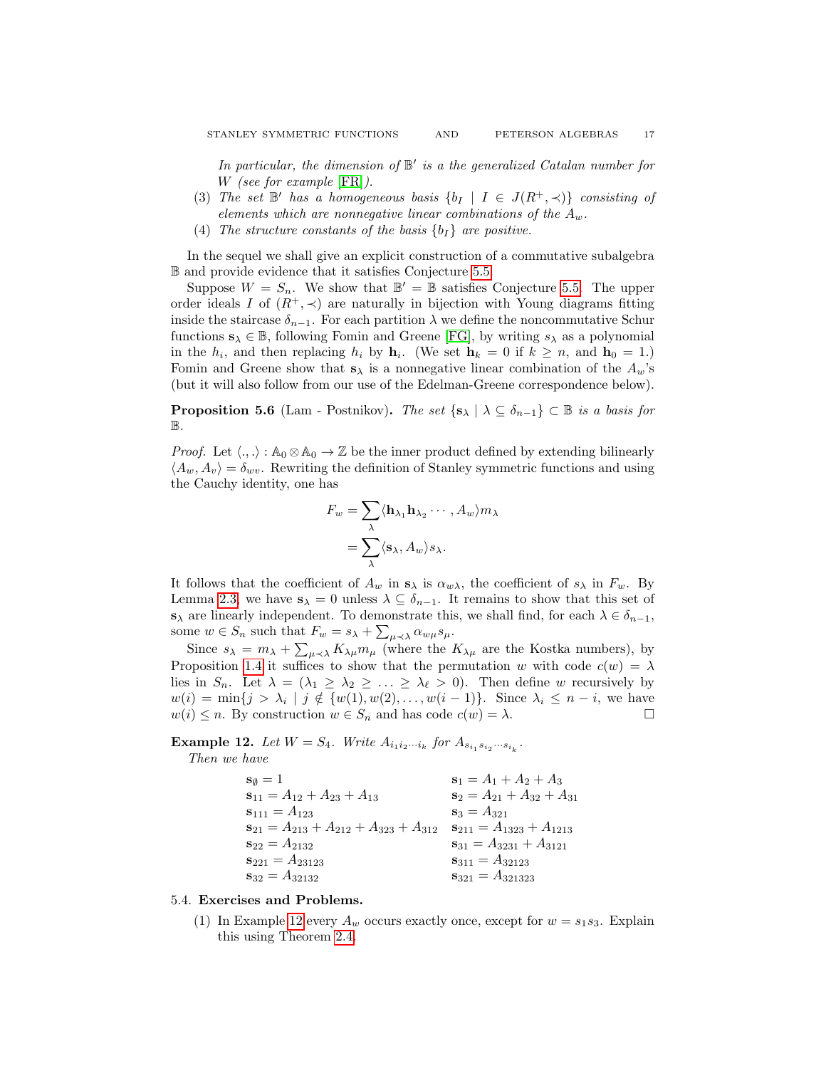*In particular, the dimension of $\mathbb{B}'$ is a the generalized Catalan number for $W$ (see for example [FR]).*

(3) *The set $\mathbb{B}'$ has a homogeneous basis $\{b_I \mid I \in J(R^+, \prec)\}$ consisting of elements which are nonnegative linear combinations of the $A_w$.*

(4) *The structure constants of the basis $\{b_I\}$ are positive.*

In the sequel we shall give an explicit construction of a commutative subalgebra $\mathbb{B}$ and provide evidence that it satisfies Conjecture 5.5.

Suppose $W = S_n$. We show that $\mathbb{B}' = \mathbb{B}$ satisfies Conjecture 5.5. The upper order ideals $I$ of $(R^+, \prec)$ are naturally in bijection with Young diagrams fitting inside the staircase $\delta_{n-1}$. For each partition $\lambda$ we define the noncommutative Schur functions $\mathbf{s}_\lambda \in \mathbb{B}$, following Fomin and Greene [FG], by writing $s_\lambda$ as a polynomial in the $h_i$, and then replacing $h_i$ by $\mathbf{h}_i$. (We set $\mathbf{h}_k = 0$ if $k \geq n$, and $\mathbf{h}_0 = 1$.) Fomin and Greene show that $\mathbf{s}_\lambda$ is a nonnegative linear combination of the $A_w$'s (but it will also follow from our use of the Edelman-Greene correspondence below).

**Proposition 5.6** (Lam - Postnikov)**.** *The set $\{\mathbf{s}_\lambda \mid \lambda \subseteq \delta_{n-1}\} \subset \mathbb{B}$ is a basis for $\mathbb{B}$.*

*Proof.* Let $\langle .,. \rangle : \mathbb{A}_0 \otimes \mathbb{A}_0 \to \mathbb{Z}$ be the inner product defined by extending bilinearly $\langle A_w, A_v \rangle = \delta_{wv}$. Rewriting the definition of Stanley symmetric functions and using the Cauchy identity, one has

$$\begin{aligned} F_w &= \sum_\lambda \langle \mathbf{h}_{\lambda_1} \mathbf{h}_{\lambda_2} \cdots, A_w \rangle m_\lambda \\ &= \sum_\lambda \langle \mathbf{s}_\lambda, A_w \rangle s_\lambda. \end{aligned}$$

It follows that the coefficient of $A_w$ in $\mathbf{s}_\lambda$ is $\alpha_{w\lambda}$, the coefficient of $s_\lambda$ in $F_w$. By Lemma 2.3, we have $\mathbf{s}_\lambda = 0$ unless $\lambda \subseteq \delta_{n-1}$. It remains to show that this set of $\mathbf{s}_\lambda$ are linearly independent. To demonstrate this, we shall find, for each $\lambda \in \delta_{n-1}$, some $w \in S_n$ such that $F_w = s_\lambda + \sum_{\mu \prec \lambda} \alpha_{w\mu} s_\mu$.

Since $s_\lambda = m_\lambda + \sum_{\mu \prec \lambda} K_{\lambda\mu} m_\mu$ (where the $K_{\lambda\mu}$ are the Kostka numbers), by Proposition 1.4 it suffices to show that the permutation $w$ with code $c(w) = \lambda$ lies in $S_n$. Let $\lambda = (\lambda_1 \geq \lambda_2 \geq \ldots \geq \lambda_\ell > 0)$. Then define $w$ recursively by $w(i) = \min\{j > \lambda_i \mid j \notin \{w(1), w(2), \ldots, w(i-1)\}$. Since $\lambda_i \leq n - i$, we have $w(i) \leq n$. By construction $w \in S_n$ and has code $c(w) = \lambda$. $\square$

**Example 12.** *Let $W = S_4$. Write $A_{i_1 i_2 \cdots i_k}$ for $A_{s_{i_1} s_{i_2} \cdots s_{i_k}}$.*
*Then we have*

$\mathbf{s}_\emptyset = 1$ | $\mathbf{s}_1 = A_1 + A_2 + A_3$

$\mathbf{s}_{11} = A_{12} + A_{23} + A_{13}$ | $\mathbf{s}_2 = A_{21} + A_{32} + A_{31}$

$\mathbf{s}_{111} = A_{123}$ | $\mathbf{s}_3 = A_{321}$

$\mathbf{s}_{21} = A_{213} + A_{212} + A_{323} + A_{312}$ | $\mathbf{s}_{211} = A_{1323} + A_{1213}$

$\mathbf{s}_{22} = A_{2132}$ | $\mathbf{s}_{31} = A_{3231} + A_{3121}$

$\mathbf{s}_{221} = A_{23123}$ | $\mathbf{s}_{311} = A_{32123}$

$\mathbf{s}_{32} = A_{32132}$ | $\mathbf{s}_{321} = A_{321323}$

### 5.4. Exercises and Problems.

(1) In Example 12 every $A_w$ occurs exactly once, except for $w = s_1 s_3$. Explain this using Theorem 2.4.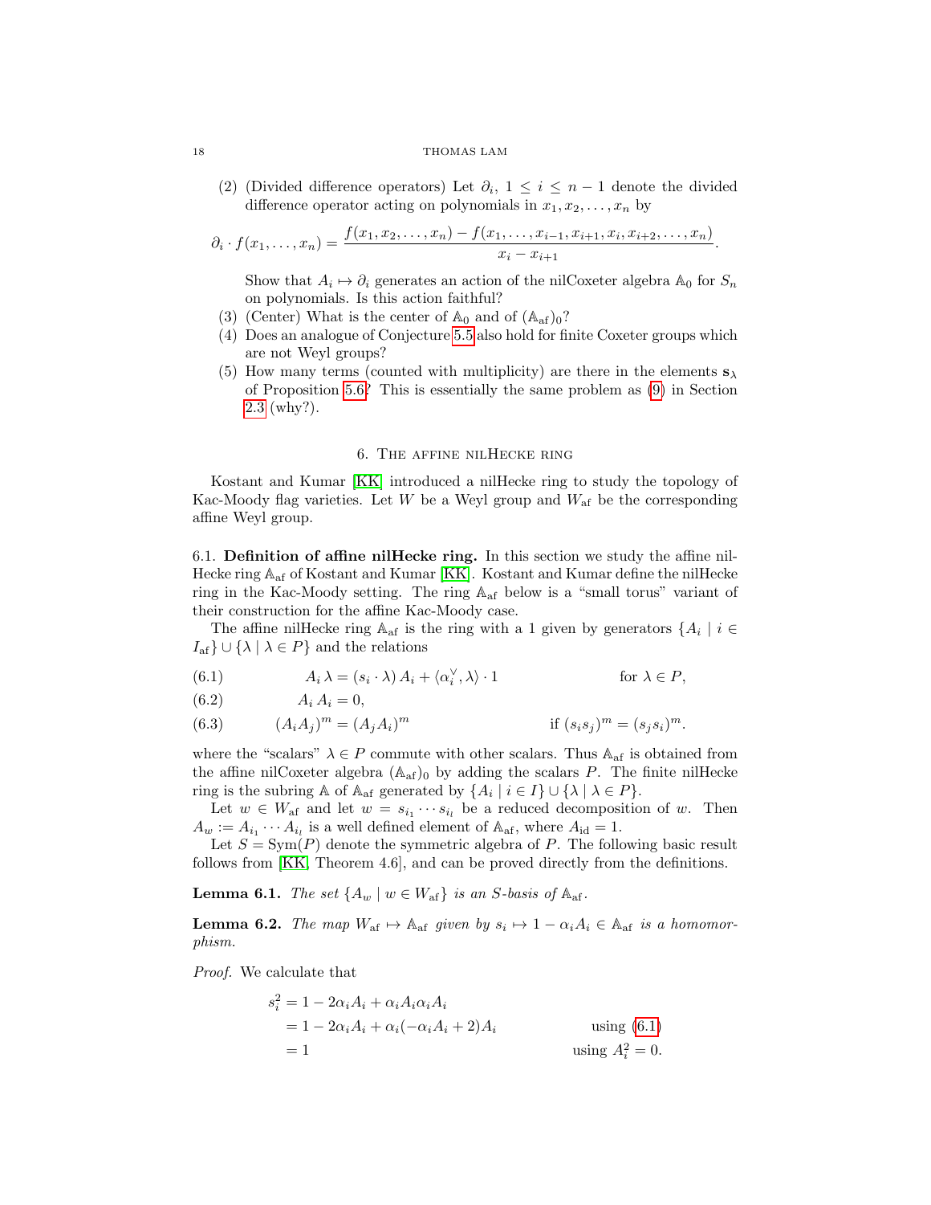(2) (Divided difference operators) Let $\partial_i$, $1 \leq i \leq n-1$ denote the divided difference operator acting on polynomials in $x_1, x_2, \ldots, x_n$ by

$$\partial_i \cdot f(x_1, \ldots, x_n) = \frac{f(x_1, x_2, \ldots, x_n) - f(x_1, \ldots, x_{i-1}, x_{i+1}, x_i, x_{i+2}, \ldots, x_n)}{x_i - x_{i+1}}.$$

Show that $A_i \mapsto \partial_i$ generates an action of the nilCoxeter algebra $\mathbb{A}_0$ for $S_n$ on polynomials. Is this action faithful?

(3) (Center) What is the center of $\mathbb{A}_0$ and of $(\mathbb{A}_{\mathrm{af}})_0$?

(4) Does an analogue of Conjecture 5.5 also hold for finite Coxeter groups which are not Weyl groups?

(5) How many terms (counted with multiplicity) are there in the elements $\mathbf{s}_\lambda$ of Proposition 5.6? This is essentially the same problem as (9) in Section 2.3 (why?).

## 6. The affine nilHecke ring

Kostant and Kumar [KK] introduced a nilHecke ring to study the topology of Kac-Moody flag varieties. Let $W$ be a Weyl group and $W_{\mathrm{af}}$ be the corresponding affine Weyl group.

### 6.1. Definition of affine nilHecke ring.

In this section we study the affine nilHecke ring $\mathbb{A}_{\mathrm{af}}$ of Kostant and Kumar [KK]. Kostant and Kumar define the nilHecke ring in the Kac-Moody setting. The ring $\mathbb{A}_{\mathrm{af}}$ below is a "small torus" variant of their construction for the affine Kac-Moody case.

The affine nilHecke ring $\mathbb{A}_{\mathrm{af}}$ is the ring with a 1 given by generators $\{A_i \mid i \in I_{\mathrm{af}}\} \cup \{\lambda \mid \lambda \in P\}$ and the relations

$$A_i\, \lambda = (s_i \cdot \lambda)\, A_i + \langle \alpha_i^\vee, \lambda \rangle \cdot 1 \qquad \text{for } \lambda \in P, \tag{6.1}$$

$$A_i\, A_i = 0, \tag{6.2}$$

$$(A_i A_j)^m = (A_j A_i)^m \qquad \text{if } (s_i s_j)^m = (s_j s_i)^m. \tag{6.3}$$

where the "scalars" $\lambda \in P$ commute with other scalars. Thus $\mathbb{A}_{\mathrm{af}}$ is obtained from the affine nilCoxeter algebra $(\mathbb{A}_{\mathrm{af}})_0$ by adding the scalars $P$. The finite nilHecke ring is the subring $\mathbb{A}$ of $\mathbb{A}_{\mathrm{af}}$ generated by $\{A_i \mid i \in I\} \cup \{\lambda \mid \lambda \in P\}$.

Let $w \in W_{\mathrm{af}}$ and let $w = s_{i_1} \cdots s_{i_l}$ be a reduced decomposition of $w$. Then $A_w := A_{i_1} \cdots A_{i_l}$ is a well defined element of $\mathbb{A}_{\mathrm{af}}$, where $A_{\mathrm{id}} = 1$.

Let $S = \mathrm{Sym}(P)$ denote the symmetric algebra of $P$. The following basic result follows from [KK, Theorem 4.6], and can be proved directly from the definitions.

**Lemma 6.1.** *The set $\{A_w \mid w \in W_{\mathrm{af}}\}$ is an $S$-basis of $\mathbb{A}_{\mathrm{af}}$.*

**Lemma 6.2.** *The map $W_{\mathrm{af}} \mapsto \mathbb{A}_{\mathrm{af}}$ given by $s_i \mapsto 1 - \alpha_i A_i \in \mathbb{A}_{\mathrm{af}}$ is a homomorphism.*

*Proof.* We calculate that

$$\begin{aligned}
s_i^2 &= 1 - 2\alpha_i A_i + \alpha_i A_i \alpha_i A_i \\
&= 1 - 2\alpha_i A_i + \alpha_i(-\alpha_i A_i + 2) A_i && \text{using (6.1)} \\
&= 1 && \text{using } A_i^2 = 0.
\end{aligned}$$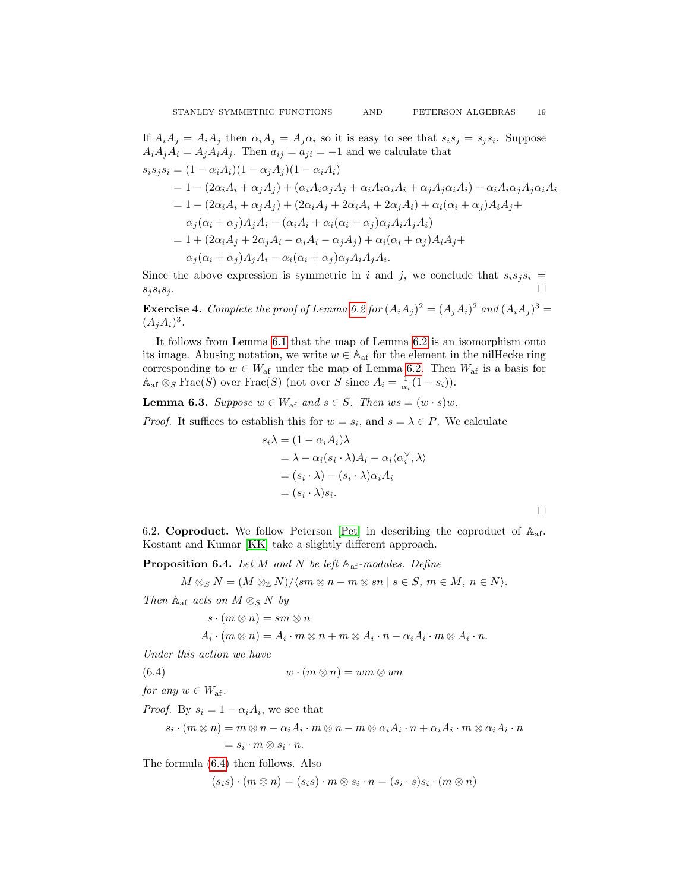If $A_iA_j = A_iA_j$ then $\alpha_i A_j = A_j\alpha_i$ so it is easy to see that $s_is_j = s_js_i$. Suppose $A_iA_jA_i = A_jA_iA_j$. Then $a_{ij} = a_{ji} = -1$ and we calculate that

$$
\begin{aligned}
s_is_js_i &= (1-\alpha_iA_i)(1-\alpha_jA_j)(1-\alpha_iA_i) \\
&= 1 - (2\alpha_iA_i + \alpha_jA_j) + (\alpha_iA_i\alpha_jA_j + \alpha_iA_i\alpha_iA_i + \alpha_jA_j\alpha_iA_i) - \alpha_iA_i\alpha_jA_j\alpha_iA_i \\
&= 1 - (2\alpha_iA_i + \alpha_jA_j) + (2\alpha_iA_j + 2\alpha_iA_i + 2\alpha_jA_i) + \alpha_i(\alpha_i+\alpha_j)A_iA_j + \\
&\quad \alpha_j(\alpha_i+\alpha_j)A_jA_i - (\alpha_iA_i + \alpha_i(\alpha_i+\alpha_j)\alpha_jA_iA_jA_i) \\
&= 1 + (2\alpha_iA_j + 2\alpha_jA_i - \alpha_iA_i - \alpha_jA_j) + \alpha_i(\alpha_i+\alpha_j)A_iA_j + \\
&\quad \alpha_j(\alpha_i+\alpha_j)A_jA_i - \alpha_i(\alpha_i+\alpha_j)\alpha_jA_iA_jA_i.
\end{aligned}
$$

Since the above expression is symmetric in $i$ and $j$, we conclude that $s_is_js_i = s_js_is_j$. □

**Exercise 4.** *Complete the proof of Lemma 6.2 for $(A_iA_j)^2 = (A_jA_i)^2$ and $(A_iA_j)^3 = (A_jA_i)^3$.*

It follows from Lemma 6.1 that the map of Lemma 6.2 is an isomorphism onto its image. Abusing notation, we write $w \in \mathbb{A}_{\mathrm{af}}$ for the element in the nilHecke ring corresponding to $w \in W_{\mathrm{af}}$ under the map of Lemma 6.2. Then $W_{\mathrm{af}}$ is a basis for $\mathbb{A}_{\mathrm{af}} \otimes_S \mathrm{Frac}(S)$ over $\mathrm{Frac}(S)$ (not over $S$ since $A_i = \frac{1}{\alpha_i}(1-s_i)$).

**Lemma 6.3.** *Suppose $w \in W_{\mathrm{af}}$ and $s \in S$. Then $ws = (w \cdot s)w$.*

*Proof.* It suffices to establish this for $w = s_i$, and $s = \lambda \in P$. We calculate

$$
\begin{aligned}
s_i\lambda &= (1-\alpha_iA_i)\lambda \\
&= \lambda - \alpha_i(s_i\cdot\lambda)A_i - \alpha_i\langle\alpha_i^\vee,\lambda\rangle \\
&= (s_i\cdot\lambda) - (s_i\cdot\lambda)\alpha_iA_i \\
&= (s_i\cdot\lambda)s_i.
\end{aligned}
$$

□

6.2. **Coproduct.** We follow Peterson [Pet] in describing the coproduct of $\mathbb{A}_{\mathrm{af}}$. Kostant and Kumar [KK] take a slightly different approach.

**Proposition 6.4.** *Let $M$ and $N$ be left $\mathbb{A}_{\mathrm{af}}$-modules. Define*

$$M \otimes_S N = (M \otimes_{\mathbb{Z}} N)/\langle sm\otimes n - m\otimes sn \mid s \in S,\ m\in M,\ n\in N\rangle.$$

*Then $\mathbb{A}_{\mathrm{af}}$ acts on $M\otimes_S N$ by*

$$
\begin{aligned}
s\cdot(m\otimes n) &= sm\otimes n \\
A_i\cdot(m\otimes n) &= A_i\cdot m\otimes n + m\otimes A_i\cdot n - \alpha_iA_i\cdot m\otimes A_i\cdot n.
\end{aligned}
$$

*Under this action we have*

$$w\cdot(m\otimes n) = wm\otimes wn \tag{6.4}$$

*for any $w \in W_{\mathrm{af}}$.*

*Proof.* By $s_i = 1-\alpha_iA_i$, we see that

$$
\begin{aligned}
s_i\cdot(m\otimes n) &= m\otimes n - \alpha_iA_i\cdot m\otimes n - m\otimes\alpha_iA_i\cdot n + \alpha_iA_i\cdot m\otimes\alpha_iA_i\cdot n \\
&= s_i\cdot m\otimes s_i\cdot n.
\end{aligned}
$$

The formula (6.4) then follows. Also

$$(s_is)\cdot(m\otimes n) = (s_is)\cdot m\otimes s_i\cdot n = (s_i\cdot s)s_i\cdot(m\otimes n)$$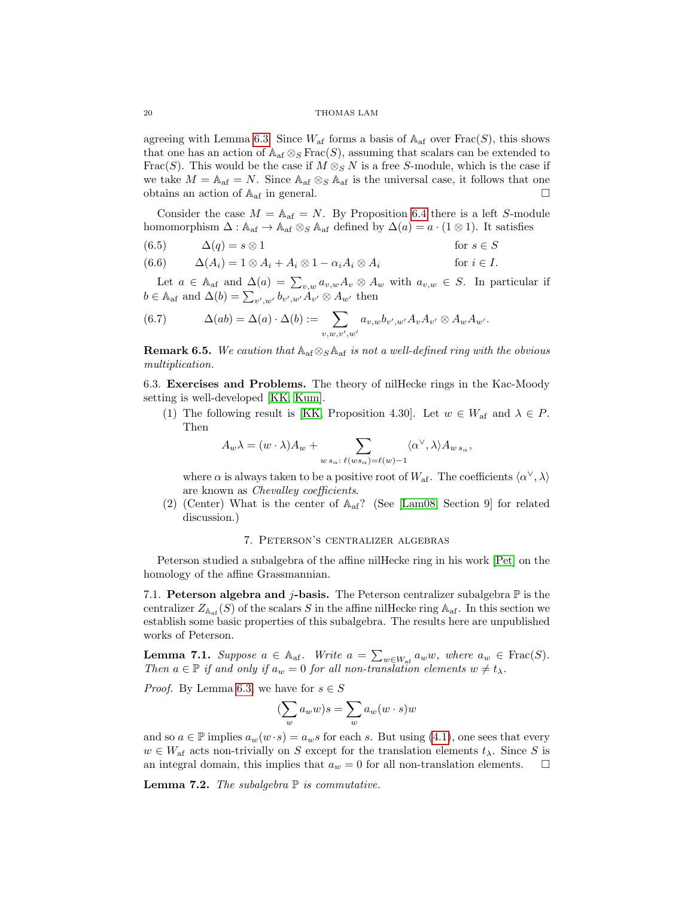agreeing with Lemma 6.3. Since $W_{\mathrm{af}}$ forms a basis of $\mathbb{A}_{\mathrm{af}}$ over $\mathrm{Frac}(S)$, this shows that one has an action of $\mathbb{A}_{\mathrm{af}} \otimes_S \mathrm{Frac}(S)$, assuming that scalars can be extended to $\mathrm{Frac}(S)$. This would be the case if $M \otimes_S N$ is a free $S$-module, which is the case if we take $M = \mathbb{A}_{\mathrm{af}} = N$. Since $\mathbb{A}_{\mathrm{af}} \otimes_S \mathbb{A}_{\mathrm{af}}$ is the universal case, it follows that one obtains an action of $\mathbb{A}_{\mathrm{af}}$ in general. $\square$

Consider the case $M = \mathbb{A}_{\mathrm{af}} = N$. By Proposition 6.4 there is a left $S$-module homomorphism $\Delta : \mathbb{A}_{\mathrm{af}} \to \mathbb{A}_{\mathrm{af}} \otimes_S \mathbb{A}_{\mathrm{af}}$ defined by $\Delta(a) = a \cdot (1 \otimes 1)$. It satisfies

$$\Delta(q) = s \otimes 1 \qquad \text{for } s \in S \tag{6.5}$$

$$\Delta(A_i) = 1 \otimes A_i + A_i \otimes 1 - \alpha_i A_i \otimes A_i \qquad \text{for } i \in I. \tag{6.6}$$

Let $a \in \mathbb{A}_{\mathrm{af}}$ and $\Delta(a) = \sum_{v,w} a_{v,w} A_v \otimes A_w$ with $a_{v,w} \in S$. In particular if $b \in \mathbb{A}_{\mathrm{af}}$ and $\Delta(b) = \sum_{v',w'} b_{v',w'} A_{v'} \otimes A_{w'}$ then

$$\Delta(ab) = \Delta(a) \cdot \Delta(b) := \sum_{v,w,v',w'} a_{v,w} b_{v',w'} A_v A_{v'} \otimes A_w A_{w'}. \tag{6.7}$$

**Remark 6.5.** *We caution that $\mathbb{A}_{\mathrm{af}} \otimes_S \mathbb{A}_{\mathrm{af}}$ is not a well-defined ring with the obvious multiplication.*

6.3. **Exercises and Problems.** The theory of nilHecke rings in the Kac-Moody setting is well-developed [KK, Kum].

1. The following result is [KK, Proposition 4.30]. Let $w \in W_{\mathrm{af}}$ and $\lambda \in P$. Then
$$A_w \lambda = (w \cdot \lambda) A_w + \sum_{w\, s_\alpha :\, \ell(w s_\alpha) = \ell(w) - 1} \langle \alpha^\vee, \lambda \rangle A_{w\, s_\alpha},$$
where $\alpha$ is always taken to be a positive root of $W_{\mathrm{af}}$. The coefficients $\langle \alpha^\vee, \lambda \rangle$ are known as *Chevalley coefficients*.
2. (Center) What is the center of $\mathbb{A}_{\mathrm{af}}$? (See [Lam08, Section 9] for related discussion.)

## 7. Peterson's centralizer algebras

Peterson studied a subalgebra of the affine nilHecke ring in his work [Pet] on the homology of the affine Grassmannian.

7.1. **Peterson algebra and $j$-basis.** The Peterson centralizer subalgebra $\mathbb{P}$ is the centralizer $Z_{\mathbb{A}_{\mathrm{af}}}(S)$ of the scalars $S$ in the affine nilHecke ring $\mathbb{A}_{\mathrm{af}}$. In this section we establish some basic properties of this subalgebra. The results here are unpublished works of Peterson.

**Lemma 7.1.** *Suppose $a \in \mathbb{A}_{\mathrm{af}}$. Write $a = \sum_{w \in W_{\mathrm{af}}} a_w w$, where $a_w \in \mathrm{Frac}(S)$. Then $a \in \mathbb{P}$ if and only if $a_w = 0$ for all non-translation elements $w \neq t_\lambda$.*

*Proof.* By Lemma 6.3, we have for $s \in S$

$$(\sum_w a_w w) s = \sum_w a_w (w \cdot s) w$$

and so $a \in \mathbb{P}$ implies $a_w (w \cdot s) = a_w s$ for each $s$. But using (4.1), one sees that every $w \in W_{\mathrm{af}}$ acts non-trivially on $S$ except for the translation elements $t_\lambda$. Since $S$ is an integral domain, this implies that $a_w = 0$ for all non-translation elements. $\square$

**Lemma 7.2.** *The subalgebra $\mathbb{P}$ is commutative.*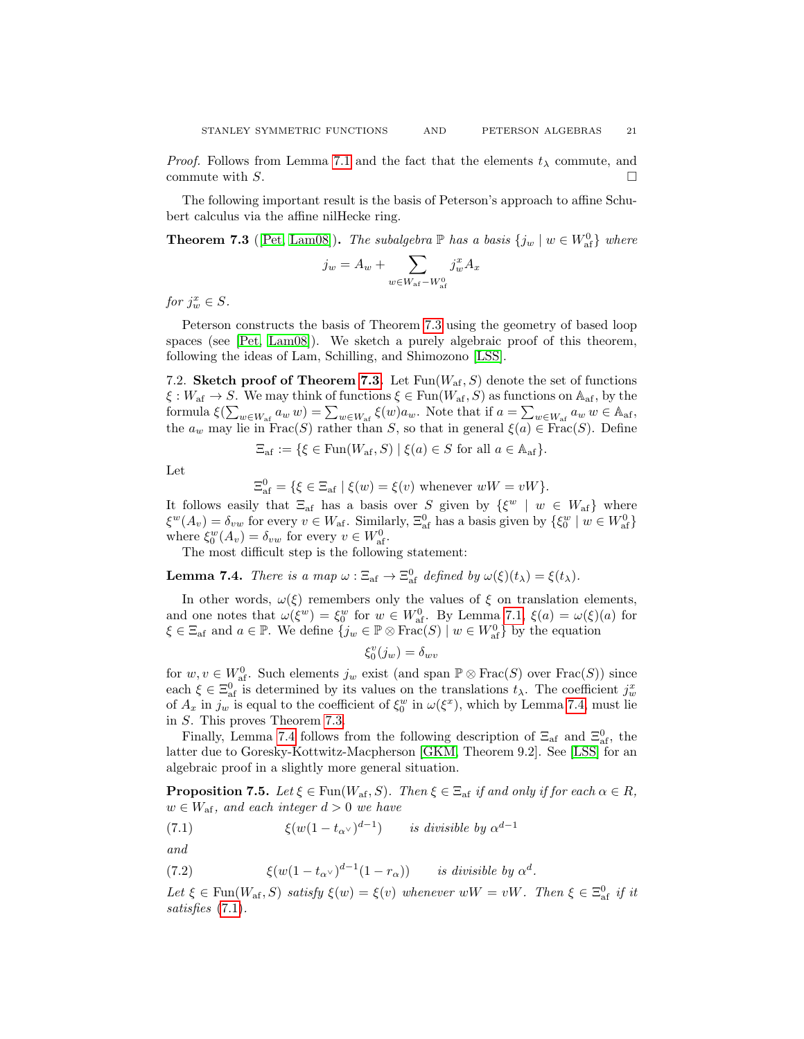*Proof.* Follows from Lemma 7.1 and the fact that the elements $t_\lambda$ commute, and commute with $S$. □

The following important result is the basis of Peterson's approach to affine Schubert calculus via the affine nilHecke ring.

**Theorem 7.3** ([Pet, Lam08]). *The subalgebra $\mathbb{P}$ has a basis $\{j_w \mid w \in W_{\mathrm{af}}^0\}$ where*

$$j_w = A_w + \sum_{w \in W_{\mathrm{af}} - W_{\mathrm{af}}^0} j_w^x A_x$$

*for $j_w^x \in S$.*

Peterson constructs the basis of Theorem 7.3 using the geometry of based loop spaces (see [Pet, Lam08]). We sketch a purely algebraic proof of this theorem, following the ideas of Lam, Schilling, and Shimozono [LSS].

7.2. **Sketch proof of Theorem 7.3.** Let $\mathrm{Fun}(W_{\mathrm{af}}, S)$ denote the set of functions $\xi : W_{\mathrm{af}} \to S$. We may think of functions $\xi \in \mathrm{Fun}(W_{\mathrm{af}}, S)$ as functions on $\mathbb{A}_{\mathrm{af}}$, by the formula $\xi(\sum_{w \in W_{\mathrm{af}}} a_w\, w) = \sum_{w \in W_{\mathrm{af}}} \xi(w) a_w$. Note that if $a = \sum_{w \in W_{\mathrm{af}}} a_w\, w \in \mathbb{A}_{\mathrm{af}}$, the $a_w$ may lie in $\mathrm{Frac}(S)$ rather than $S$, so that in general $\xi(a) \in \mathrm{Frac}(S)$. Define

$$\Xi_{\mathrm{af}} := \{\xi \in \mathrm{Fun}(W_{\mathrm{af}}, S) \mid \xi(a) \in S \text{ for all } a \in \mathbb{A}_{\mathrm{af}}\}.$$

Let

$$\Xi_{\mathrm{af}}^0 = \{\xi \in \Xi_{\mathrm{af}} \mid \xi(w) = \xi(v) \text{ whenever } wW = vW\}.$$

It follows easily that $\Xi_{\mathrm{af}}$ has a basis over $S$ given by $\{\xi^w \mid w \in W_{\mathrm{af}}\}$ where $\xi^w(A_v) = \delta_{vw}$ for every $v \in W_{\mathrm{af}}$. Similarly, $\Xi_{\mathrm{af}}^0$ has a basis given by $\{\xi_0^w \mid w \in W_{\mathrm{af}}^0\}$ where $\xi_0^w(A_v) = \delta_{vw}$ for every $v \in W_{\mathrm{af}}^0$.

The most difficult step is the following statement:

**Lemma 7.4.** *There is a map $\omega : \Xi_{\mathrm{af}} \to \Xi_{\mathrm{af}}^0$ defined by $\omega(\xi)(t_\lambda) = \xi(t_\lambda)$.*

In other words, $\omega(\xi)$ remembers only the values of $\xi$ on translation elements, and one notes that $\omega(\xi^w) = \xi_0^w$ for $w \in W_{\mathrm{af}}^0$. By Lemma 7.1, $\xi(a) = \omega(\xi)(a)$ for $\xi \in \Xi_{\mathrm{af}}$ and $a \in \mathbb{P}$. We define $\{j_w \in \mathbb{P} \otimes \mathrm{Frac}(S) \mid w \in W_{\mathrm{af}}^0\}$ by the equation

$$\xi_0^v(j_w) = \delta_{wv}$$

for $w, v \in W_{\mathrm{af}}^0$. Such elements $j_w$ exist (and span $\mathbb{P} \otimes \mathrm{Frac}(S)$ over $\mathrm{Frac}(S)$) since each $\xi \in \Xi_{\mathrm{af}}^0$ is determined by its values on the translations $t_\lambda$. The coefficient $j_w^x$ of $A_x$ in $j_w$ is equal to the coefficient of $\xi_0^w$ in $\omega(\xi^x)$, which by Lemma 7.4, must lie in $S$. This proves Theorem 7.3.

Finally, Lemma 7.4 follows from the following description of $\Xi_{\mathrm{af}}$ and $\Xi_{\mathrm{af}}^0$, the latter due to Goresky-Kottwitz-Macpherson [GKM, Theorem 9.2]. See [LSS] for an algebraic proof in a slightly more general situation.

**Proposition 7.5.** *Let $\xi \in \mathrm{Fun}(W_{\mathrm{af}}, S)$. Then $\xi \in \Xi_{\mathrm{af}}$ if and only if for each $\alpha \in R$, $w \in W_{\mathrm{af}}$, and each integer $d > 0$ we have*

$$\xi(w(1 - t_{\alpha^\vee})^{d-1}) \qquad \text{is divisible by } \alpha^{d-1} \tag{7.1}$$

*and*

$$\xi(w(1 - t_{\alpha^\vee})^{d-1}(1 - r_\alpha)) \qquad \text{is divisible by } \alpha^d. \tag{7.2}$$

*Let $\xi \in \mathrm{Fun}(W_{\mathrm{af}}, S)$ satisfy $\xi(w) = \xi(v)$ whenever $wW = vW$. Then $\xi \in \Xi_{\mathrm{af}}^0$ if it satisfies (7.1).*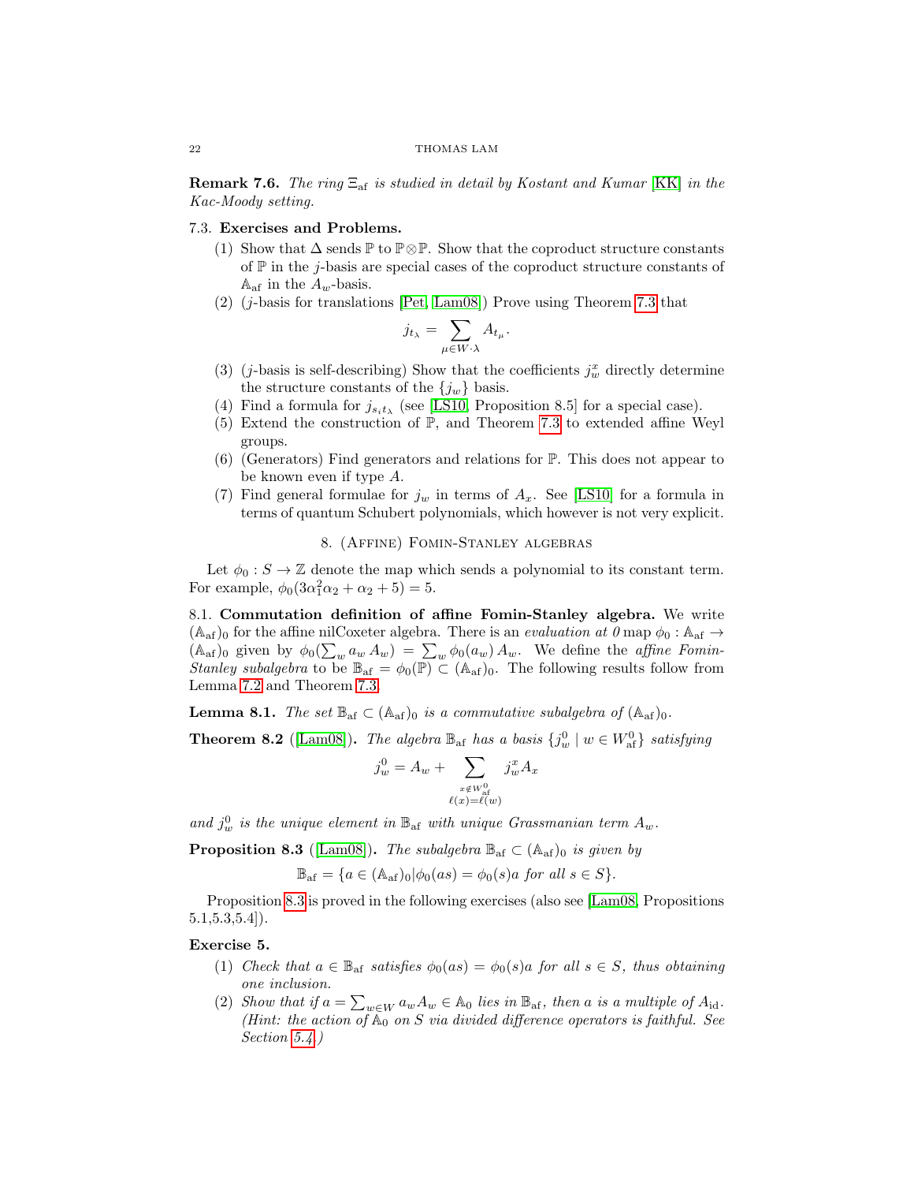**Remark 7.6.** *The ring $\Xi_{\mathrm{af}}$ is studied in detail by Kostant and Kumar [KK] in the Kac-Moody setting.*

### 7.3. Exercises and Problems.

1. Show that $\Delta$ sends $\mathbb{P}$ to $\mathbb{P}\otimes\mathbb{P}$. Show that the coproduct structure constants of $\mathbb{P}$ in the $j$-basis are special cases of the coproduct structure constants of $\mathbb{A}_{\mathrm{af}}$ in the $A_w$-basis.
2. ($j$-basis for translations [Pet, Lam08]) Prove using Theorem 7.3 that
$$j_{t_\lambda} = \sum_{\mu \in W\cdot\lambda} A_{t_\mu}.$$
3. ($j$-basis is self-describing) Show that the coefficients $j_w^x$ directly determine the structure constants of the $\{j_w\}$ basis.
4. Find a formula for $j_{s_i t_\lambda}$ (see [LS10, Proposition 8.5] for a special case).
5. Extend the construction of $\mathbb{P}$, and Theorem 7.3 to extended affine Weyl groups.
6. (Generators) Find generators and relations for $\mathbb{P}$. This does not appear to be known even if type $A$.
7. Find general formulae for $j_w$ in terms of $A_x$. See [LS10] for a formula in terms of quantum Schubert polynomials, which however is not very explicit.

## 8. (Affine) Fomin-Stanley algebras

Let $\phi_0 : S \to \mathbb{Z}$ denote the map which sends a polynomial to its constant term. For example, $\phi_0(3\alpha_1^2\alpha_2 + \alpha_2 + 5) = 5$.

### 8.1. Commutation definition of affine Fomin-Stanley algebra.

We write $(\mathbb{A}_{\mathrm{af}})_0$ for the affine nilCoxeter algebra. There is an *evaluation at 0* map $\phi_0 : \mathbb{A}_{\mathrm{af}} \to (\mathbb{A}_{\mathrm{af}})_0$ given by $\phi_0(\sum_w a_w A_w) = \sum_w \phi_0(a_w)\, A_w$. We define the *affine Fomin-Stanley subalgebra* to be $\mathbb{B}_{\mathrm{af}} = \phi_0(\mathbb{P}) \subset (\mathbb{A}_{\mathrm{af}})_0$. The following results follow from Lemma 7.2 and Theorem 7.3.

**Lemma 8.1.** *The set $\mathbb{B}_{\mathrm{af}} \subset (\mathbb{A}_{\mathrm{af}})_0$ is a commutative subalgebra of $(\mathbb{A}_{\mathrm{af}})_0$.*

**Theorem 8.2** ([Lam08])**.** *The algebra $\mathbb{B}_{\mathrm{af}}$ has a basis $\{j_w^0 \mid w \in W_{\mathrm{af}}^0\}$ satisfying*
$$j_w^0 = A_w + \sum_{\substack{x \notin W_{\mathrm{af}}^0 \\ \ell(x)=\ell(w)}} j_w^x A_x$$
*and $j_w^0$ is the unique element in $\mathbb{B}_{\mathrm{af}}$ with unique Grassmanian term $A_w$.*

**Proposition 8.3** ([Lam08])**.** *The subalgebra $\mathbb{B}_{\mathrm{af}} \subset (\mathbb{A}_{\mathrm{af}})_0$ is given by*
$$\mathbb{B}_{\mathrm{af}} = \{a \in (\mathbb{A}_{\mathrm{af}})_0 | \phi_0(as) = \phi_0(s)a \text{ for all } s \in S\}.$$

Proposition 8.3 is proved in the following exercises (also see [Lam08, Propositions 5.1,5.3,5.4]).

**Exercise 5.**

1. *Check that $a \in \mathbb{B}_{\mathrm{af}}$ satisfies $\phi_0(as) = \phi_0(s)a$ for all $s \in S$, thus obtaining one inclusion.*
2. *Show that if $a = \sum_{w\in W} a_w A_w \in \mathbb{A}_0$ lies in $\mathbb{B}_{\mathrm{af}}$, then $a$ is a multiple of $A_{\mathrm{id}}$. (Hint: the action of $\mathbb{A}_0$ on $S$ via divided difference operators is faithful. See Section 5.4.)*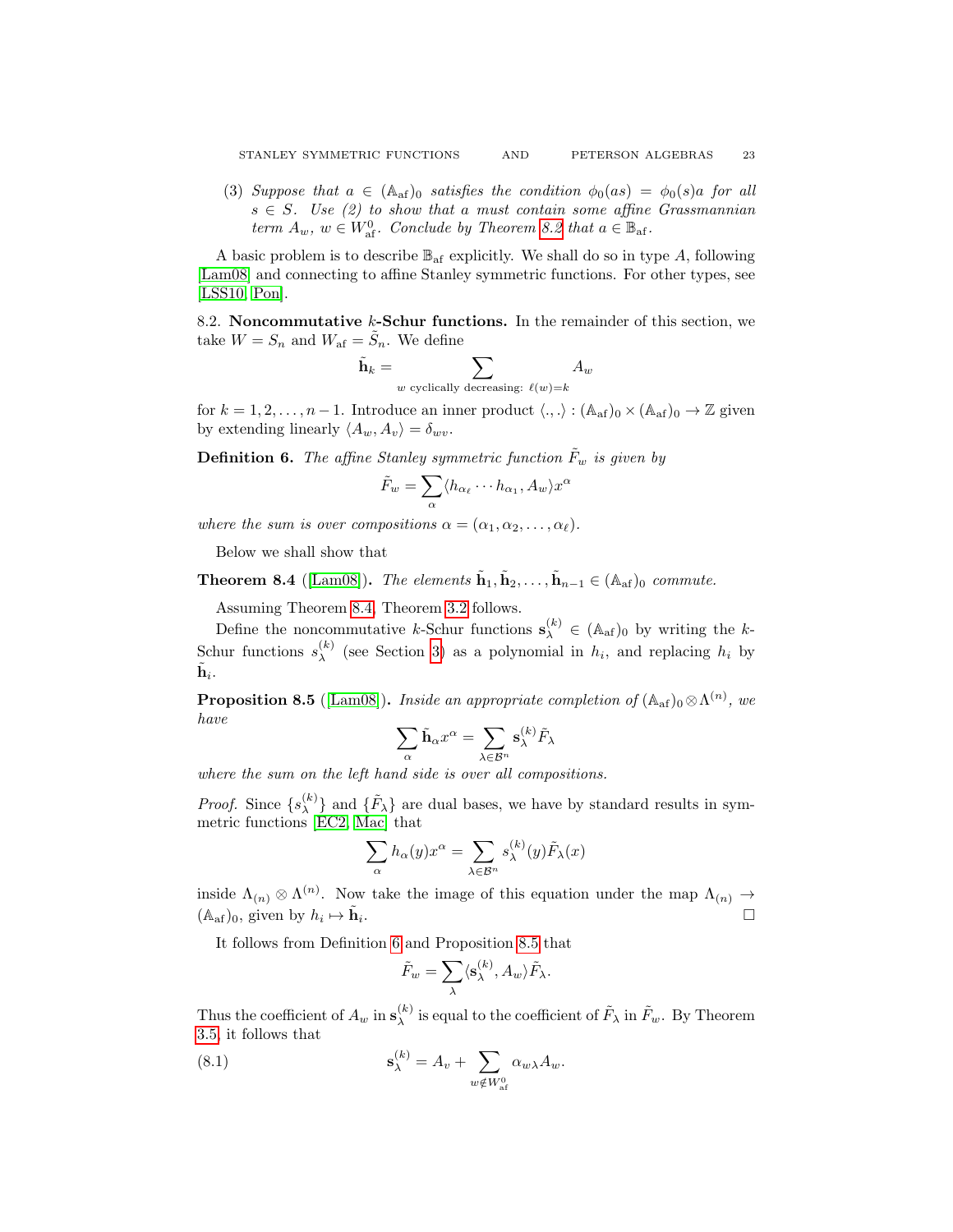(3) *Suppose that $a \in (\mathbb{A}_{\mathrm{af}})_0$ satisfies the condition $\phi_0(as) = \phi_0(s)a$ for all $s \in S$. Use (2) to show that $a$ must contain some affine Grassmannian term $A_w$, $w \in W_{\mathrm{af}}^0$. Conclude by Theorem 8.2 that $a \in \mathbb{B}_{\mathrm{af}}$.*

A basic problem is to describe $\mathbb{B}_{\mathrm{af}}$ explicitly. We shall do so in type $A$, following [Lam08] and connecting to affine Stanley symmetric functions. For other types, see [LSS10, Pon].

**8.2. Noncommutative $k$-Schur functions.** In the remainder of this section, we take $W = S_n$ and $W_{\mathrm{af}} = \tilde{S}_n$. We define

$$\tilde{\mathbf{h}}_k = \sum_{w \text{ cyclically decreasing: } \ell(w)=k} A_w$$

for $k = 1, 2, \ldots, n-1$. Introduce an inner product $\langle .,. \rangle : (\mathbb{A}_{\mathrm{af}})_0 \times (\mathbb{A}_{\mathrm{af}})_0 \to \mathbb{Z}$ given by extending linearly $\langle A_w, A_v \rangle = \delta_{wv}$.

**Definition 6.** *The affine Stanley symmetric function $\tilde{F}_w$ is given by*

$$\tilde{F}_w = \sum_\alpha \langle h_{\alpha_\ell} \cdots h_{\alpha_1}, A_w \rangle x^\alpha$$

*where the sum is over compositions $\alpha = (\alpha_1, \alpha_2, \ldots, \alpha_\ell)$.*

Below we shall show that

**Theorem 8.4** ([Lam08])**.** *The elements $\tilde{\mathbf{h}}_1, \tilde{\mathbf{h}}_2, \ldots, \tilde{\mathbf{h}}_{n-1} \in (\mathbb{A}_{\mathrm{af}})_0$ commute.*

Assuming Theorem 8.4, Theorem 3.2 follows.

Define the noncommutative $k$-Schur functions $\mathbf{s}_\lambda^{(k)} \in (\mathbb{A}_{\mathrm{af}})_0$ by writing the $k$-Schur functions $s_\lambda^{(k)}$ (see Section 3) as a polynomial in $h_i$, and replacing $h_i$ by $\tilde{\mathbf{h}}_i$.

**Proposition 8.5** ([Lam08])**.** *Inside an appropriate completion of $(\mathbb{A}_{\mathrm{af}})_0 \otimes \Lambda^{(n)}$, we have*

$$\sum_\alpha \tilde{\mathbf{h}}_\alpha x^\alpha = \sum_{\lambda \in \mathcal{B}^n} \mathbf{s}_\lambda^{(k)} \tilde{F}_\lambda$$

*where the sum on the left hand side is over all compositions.*

*Proof.* Since $\{s_\lambda^{(k)}\}$ and $\{\tilde{F}_\lambda\}$ are dual bases, we have by standard results in symmetric functions [EC2, Mac] that

$$\sum_\alpha h_\alpha(y) x^\alpha = \sum_{\lambda \in \mathcal{B}^n} s_\lambda^{(k)}(y) \tilde{F}_\lambda(x)$$

inside $\Lambda_{(n)} \otimes \Lambda^{(n)}$. Now take the image of this equation under the map $\Lambda_{(n)} \to (\mathbb{A}_{\mathrm{af}})_0$, given by $h_i \mapsto \tilde{\mathbf{h}}_i$. $\square$

It follows from Definition 6 and Proposition 8.5 that

$$\tilde{F}_w = \sum_\lambda \langle \mathbf{s}_\lambda^{(k)}, A_w \rangle \tilde{F}_\lambda.$$

Thus the coefficient of $A_w$ in $\mathbf{s}_\lambda^{(k)}$ is equal to the coefficient of $\tilde{F}_\lambda$ in $\tilde{F}_w$. By Theorem 3.5, it follows that

$$\mathbf{s}_\lambda^{(k)} = A_v + \sum_{w \notin W_{\mathrm{af}}^0} \alpha_{w\lambda} A_w. \tag{8.1}$$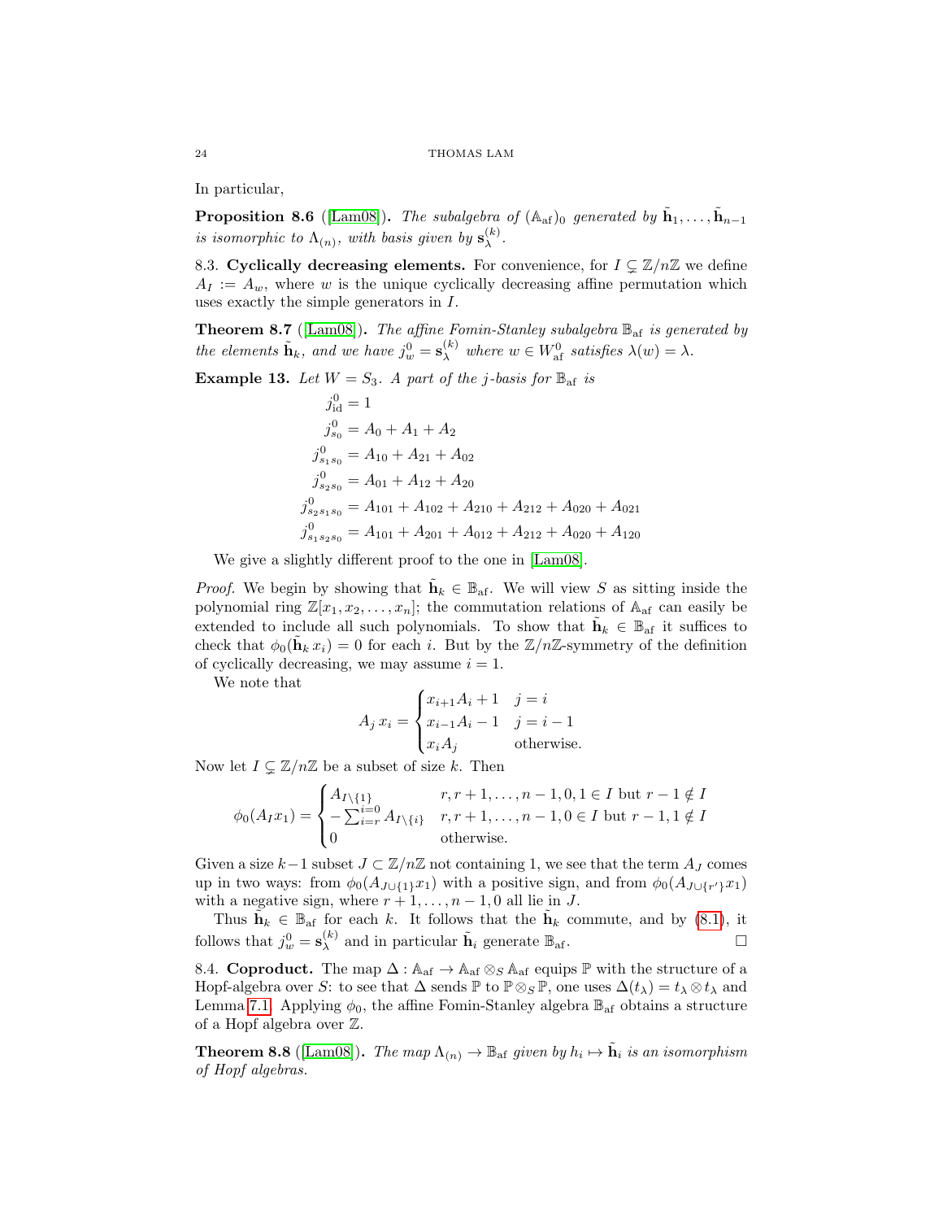In particular,

**Proposition 8.6** ([Lam08]). *The subalgebra of $(\mathbb{A}_{\rm af})_0$ generated by $\tilde{\mathbf{h}}_1, \ldots, \tilde{\mathbf{h}}_{n-1}$ is isomorphic to $\Lambda_{(n)}$, with basis given by $\mathbf{s}^{(k)}_\lambda$.*

8.3. **Cyclically decreasing elements.** For convenience, for $I \subsetneq \mathbb{Z}/n\mathbb{Z}$ we define $A_I := A_w$, where $w$ is the unique cyclically decreasing affine permutation which uses exactly the simple generators in $I$.

**Theorem 8.7** ([Lam08]). *The affine Fomin-Stanley subalgebra $\mathbb{B}_{\rm af}$ is generated by the elements $\tilde{\mathbf{h}}_k$, and we have $j^0_w = \mathbf{s}^{(k)}_\lambda$ where $w \in W^0_{\rm af}$ satisfies $\lambda(w) = \lambda$.*

**Example 13.** *Let $W = S_3$. A part of the $j$-basis for $\mathbb{B}_{\rm af}$ is*

$$
\begin{aligned}
j^0_{\rm id} &= 1\\
j^0_{s_0} &= A_0 + A_1 + A_2\\
j^0_{s_1 s_0} &= A_{10} + A_{21} + A_{02}\\
j^0_{s_2 s_0} &= A_{01} + A_{12} + A_{20}\\
j^0_{s_2 s_1 s_0} &= A_{101} + A_{102} + A_{210} + A_{212} + A_{020} + A_{021}\\
j^0_{s_1 s_2 s_0} &= A_{101} + A_{201} + A_{012} + A_{212} + A_{020} + A_{120}
\end{aligned}
$$

We give a slightly different proof to the one in [Lam08].

*Proof.* We begin by showing that $\tilde{\mathbf{h}}_k \in \mathbb{B}_{\rm af}$. We will view $S$ as sitting inside the polynomial ring $\mathbb{Z}[x_1, x_2, \ldots, x_n]$; the commutation relations of $\mathbb{A}_{\rm af}$ can easily be extended to include all such polynomials. To show that $\tilde{\mathbf{h}}_k \in \mathbb{B}_{\rm af}$ it suffices to check that $\phi_0(\tilde{\mathbf{h}}_k\, x_i) = 0$ for each $i$. But by the $\mathbb{Z}/n\mathbb{Z}$-symmetry of the definition of cyclically decreasing, we may assume $i = 1$.

We note that

$$
A_j\, x_i = \begin{cases} x_{i+1} A_i + 1 & j = i \\ x_{i-1} A_i - 1 & j = i-1 \\ x_i A_j & \text{otherwise.} \end{cases}
$$

Now let $I \subsetneq \mathbb{Z}/n\mathbb{Z}$ be a subset of size $k$. Then

$$
\phi_0(A_I x_1) = \begin{cases} A_{I \setminus \{1\}} & r, r+1, \ldots, n-1, 0, 1 \in I \text{ but } r-1 \notin I \\ -\sum_{i=r}^{i=0} A_{I \setminus \{i\}} & r, r+1, \ldots, n-1, 0 \in I \text{ but } r-1, 1 \notin I \\ 0 & \text{otherwise.} \end{cases}
$$

Given a size $k-1$ subset $J \subset \mathbb{Z}/n\mathbb{Z}$ not containing 1, we see that the term $A_J$ comes up in two ways: from $\phi_0(A_{J \cup \{1\}} x_1)$ with a positive sign, and from $\phi_0(A_{J \cup \{r'\}} x_1)$ with a negative sign, where $r+1, \ldots, n-1, 0$ all lie in $J$.

Thus $\tilde{\mathbf{h}}_k \in \mathbb{B}_{\rm af}$ for each $k$. It follows that the $\tilde{\mathbf{h}}_k$ commute, and by (8.1), it follows that $j^0_w = \mathbf{s}^{(k)}_\lambda$ and in particular $\tilde{\mathbf{h}}_i$ generate $\mathbb{B}_{\rm af}$. ☐

8.4. **Coproduct.** The map $\Delta : \mathbb{A}_{\rm af} \to \mathbb{A}_{\rm af} \otimes_S \mathbb{A}_{\rm af}$ equips $\mathbb{P}$ with the structure of a Hopf-algebra over $S$: to see that $\Delta$ sends $\mathbb{P}$ to $\mathbb{P} \otimes_S \mathbb{P}$, one uses $\Delta(t_\lambda) = t_\lambda \otimes t_\lambda$ and Lemma 7.1. Applying $\phi_0$, the affine Fomin-Stanley algebra $\mathbb{B}_{\rm af}$ obtains a structure of a Hopf algebra over $\mathbb{Z}$.

**Theorem 8.8** ([Lam08]). *The map $\Lambda_{(n)} \to \mathbb{B}_{\rm af}$ given by $h_i \mapsto \tilde{\mathbf{h}}_i$ is an isomorphism of Hopf algebras.*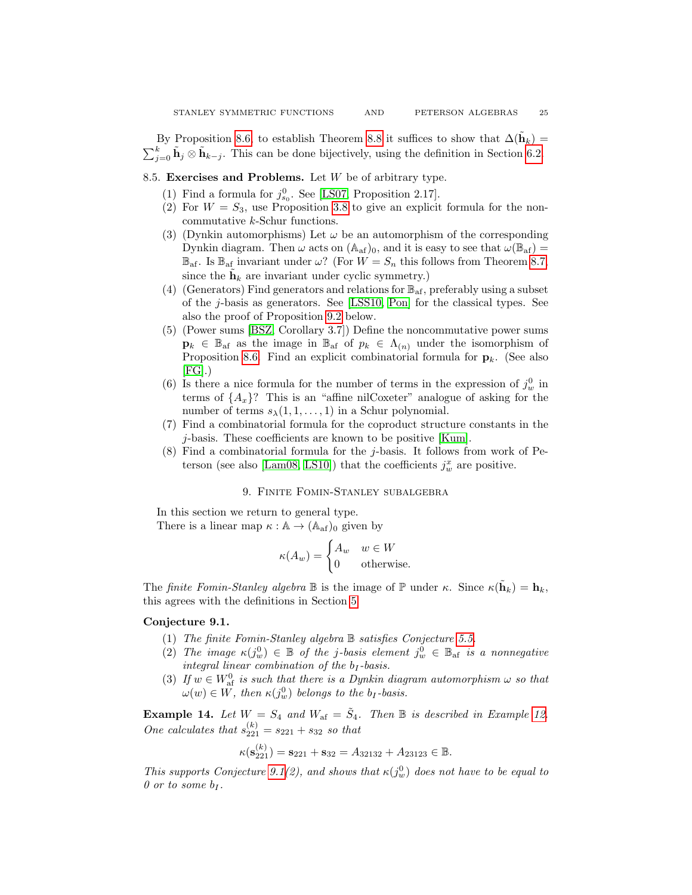By Proposition 8.6, to establish Theorem 8.8 it suffices to show that $\Delta(\tilde{\mathbf{h}}_k) = \sum_{j=0}^{k} \tilde{\mathbf{h}}_j \otimes \tilde{\mathbf{h}}_{k-j}$. This can be done bijectively, using the definition in Section 6.2.

### 8.5. Exercises and Problems.

Let $W$ be of arbitrary type.

1. Find a formula for $j^0_{s_0}$. See [LS07, Proposition 2.17].
2. For $W = S_3$, use Proposition 3.8 to give an explicit formula for the noncommutative $k$-Schur functions.
3. (Dynkin automorphisms) Let $\omega$ be an automorphism of the corresponding Dynkin diagram. Then $\omega$ acts on $(\mathbb{A}_{\mathrm{af}})_0$, and it is easy to see that $\omega(\mathbb{B}_{\mathrm{af}}) = \mathbb{B}_{\mathrm{af}}$. Is $\mathbb{B}_{\mathrm{af}}$ invariant under $\omega$? (For $W = S_n$ this follows from Theorem 8.7, since the $\tilde{\mathbf{h}}_k$ are invariant under cyclic symmetry.)
4. (Generators) Find generators and relations for $\mathbb{B}_{\mathrm{af}}$, preferably using a subset of the $j$-basis as generators. See [LSS10, Pon] for the classical types. See also the proof of Proposition 9.2 below.
5. (Power sums [BSZ, Corollary 3.7]) Define the noncommutative power sums $\mathbf{p}_k \in \mathbb{B}_{\mathrm{af}}$ as the image in $\mathbb{B}_{\mathrm{af}}$ of $p_k \in \Lambda_{(n)}$ under the isomorphism of Proposition 8.6. Find an explicit combinatorial formula for $\mathbf{p}_k$. (See also [FG].)
6. Is there a nice formula for the number of terms in the expression of $j^0_w$ in terms of $\{A_x\}$? This is an "affine nilCoxeter" analogue of asking for the number of terms $s_\lambda(1,1,\ldots,1)$ in a Schur polynomial.
7. Find a combinatorial formula for the coproduct structure constants in the $j$-basis. These coefficients are known to be positive [Kum].
8. Find a combinatorial formula for the $j$-basis. It follows from work of Peterson (see also [Lam08, LS10]) that the coefficients $j^x_w$ are positive.

## 9. Finite Fomin-Stanley subalgebra

In this section we return to general type.

There is a linear map $\kappa : \mathbb{A} \to (\mathbb{A}_{\mathrm{af}})_0$ given by

$$\kappa(A_w) = \begin{cases} A_w & w \in W \\ 0 & \text{otherwise.} \end{cases}$$

The *finite Fomin-Stanley algebra* $\mathbb{B}$ is the image of $\mathbb{P}$ under $\kappa$. Since $\kappa(\tilde{\mathbf{h}}_k) = \mathbf{h}_k$, this agrees with the definitions in Section 5.

**Conjecture 9.1.**

1. *The finite Fomin-Stanley algebra $\mathbb{B}$ satisfies Conjecture 5.5.*
2. *The image $\kappa(j^0_w) \in \mathbb{B}$ of the $j$-basis element $j^0_w \in \mathbb{B}_{\mathrm{af}}$ is a nonnegative integral linear combination of the $b_I$-basis.*
3. *If $w \in W^0_{\mathrm{af}}$ is such that there is a Dynkin diagram automorphism $\omega$ so that $\omega(w) \in W$, then $\kappa(j^0_w)$ belongs to the $b_I$-basis.*

**Example 14.** *Let $W = S_4$ and $W_{\mathrm{af}} = \tilde{S}_4$. Then $\mathbb{B}$ is described in Example 12. One calculates that $s^{(k)}_{221} = s_{221} + s_{32}$ so that*

$$\kappa(\mathbf{s}^{(k)}_{221}) = \mathbf{s}_{221} + \mathbf{s}_{32} = A_{32132} + A_{23123} \in \mathbb{B}.$$

*This supports Conjecture 9.1(2), and shows that $\kappa(j^0_w)$ does not have to be equal to 0 or to some $b_I$.*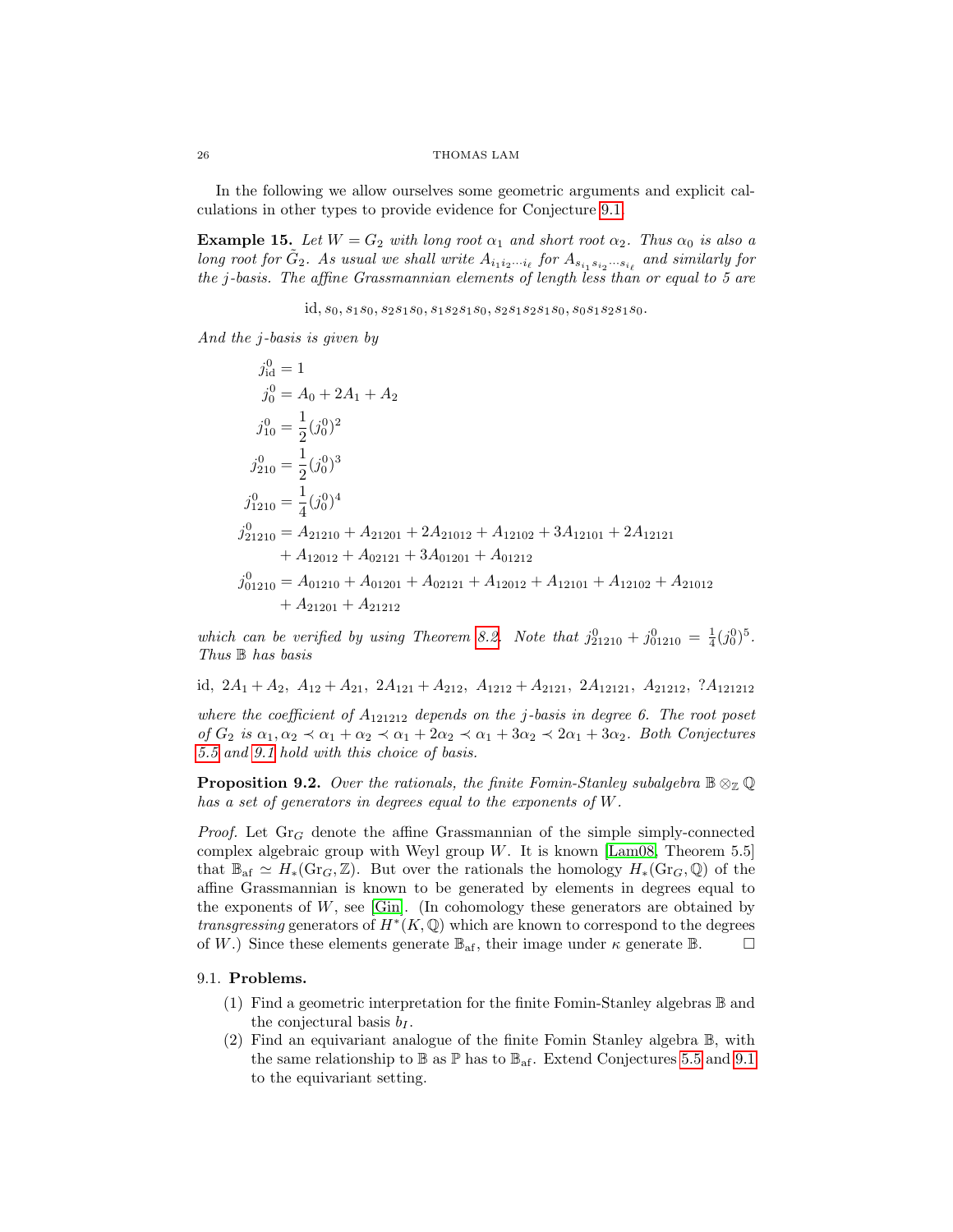In the following we allow ourselves some geometric arguments and explicit calculations in other types to provide evidence for Conjecture 9.1.

**Example 15.** *Let $W = G_2$ with long root $\alpha_1$ and short root $\alpha_2$. Thus $\alpha_0$ is also a long root for $\tilde{G}_2$. As usual we shall write $A_{i_1 i_2 \cdots i_\ell}$ for $A_{s_{i_1} s_{i_2} \cdots s_{i_\ell}}$ and similarly for the $j$-basis. The affine Grassmannian elements of length less than or equal to 5 are*

$$\mathrm{id}, s_0, s_1 s_0, s_2 s_1 s_0, s_1 s_2 s_1 s_0, s_2 s_1 s_2 s_1 s_0, s_0 s_1 s_2 s_1 s_0.$$

*And the $j$-basis is given by*

$$
\begin{aligned}
j^0_{\mathrm{id}} &= 1 \\
j^0_0 &= A_0 + 2A_1 + A_2 \\
j^0_{10} &= \frac{1}{2}(j^0_0)^2 \\
j^0_{210} &= \frac{1}{2}(j^0_0)^3 \\
j^0_{1210} &= \frac{1}{4}(j^0_0)^4 \\
j^0_{21210} &= A_{21210} + A_{21201} + 2A_{21012} + A_{12102} + 3A_{12101} + 2A_{12121} \\
&\quad + A_{12012} + A_{02121} + 3A_{01201} + A_{01212} \\
j^0_{01210} &= A_{01210} + A_{01201} + A_{02121} + A_{12012} + A_{12101} + A_{12102} + A_{21012} \\
&\quad + A_{21201} + A_{21212}
\end{aligned}
$$

*which can be verified by using Theorem 8.2. Note that $j^0_{21210} + j^0_{01210} = \frac{1}{4}(j^0_0)^5$. Thus $\mathbb{B}$ has basis*

$$\mathrm{id},\ 2A_1 + A_2,\ A_{12} + A_{21},\ 2A_{121} + A_{212},\ A_{1212} + A_{2121},\ 2A_{12121},\ A_{21212},\ ?A_{121212}$$

*where the coefficient of $A_{121212}$ depends on the $j$-basis in degree 6. The root poset of $G_2$ is $\alpha_1, \alpha_2 \prec \alpha_1 + \alpha_2 \prec \alpha_1 + 2\alpha_2 \prec \alpha_1 + 3\alpha_2 \prec 2\alpha_1 + 3\alpha_2$. Both Conjectures 5.5 and 9.1 hold with this choice of basis.*

**Proposition 9.2.** *Over the rationals, the finite Fomin-Stanley subalgebra $\mathbb{B} \otimes_{\mathbb{Z}} \mathbb{Q}$ has a set of generators in degrees equal to the exponents of $W$.*

*Proof.* Let $\mathrm{Gr}_G$ denote the affine Grassmannian of the simple simply-connected complex algebraic group with Weyl group $W$. It is known [Lam08, Theorem 5.5] that $\mathbb{B}_{\mathrm{af}} \simeq H_*(\mathrm{Gr}_G, \mathbb{Z})$. But over the rationals the homology $H_*(\mathrm{Gr}_G, \mathbb{Q})$ of the affine Grassmannian is known to be generated by elements in degrees equal to the exponents of $W$, see [Gin]. (In cohomology these generators are obtained by *transgressing* generators of $H^*(K, \mathbb{Q})$ which are known to correspond to the degrees of $W$.) Since these elements generate $\mathbb{B}_{\mathrm{af}}$, their image under $\kappa$ generate $\mathbb{B}$. $\square$

## 9.1. **Problems.**

1. Find a geometric interpretation for the finite Fomin-Stanley algebras $\mathbb{B}$ and the conjectural basis $b_I$.
2. Find an equivariant analogue of the finite Fomin Stanley algebra $\mathbb{B}$, with the same relationship to $\mathbb{B}$ as $\mathbb{P}$ has to $\mathbb{B}_{\mathrm{af}}$. Extend Conjectures 5.5 and 9.1 to the equivariant setting.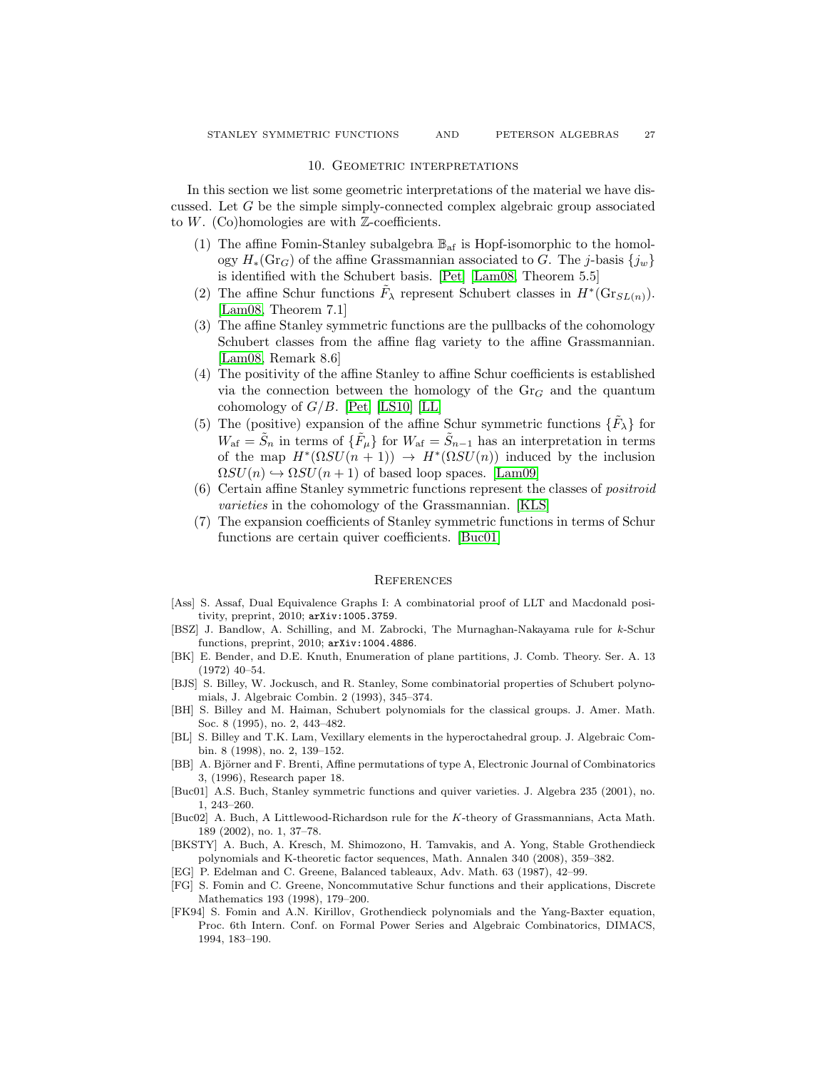## 10. Geometric interpretations

In this section we list some geometric interpretations of the material we have discussed. Let $G$ be the simple simply-connected complex algebraic group associated to $W$. (Co)homologies are with $\mathbb{Z}$-coefficients.

1. The affine Fomin-Stanley subalgebra $\mathbb{B}_{\mathrm{af}}$ is Hopf-isomorphic to the homology $H_*(\mathrm{Gr}_G)$ of the affine Grassmannian associated to $G$. The $j$-basis $\{j_w\}$ is identified with the Schubert basis. [Pet] [Lam08, Theorem 5.5]
2. The affine Schur functions $\tilde{F}_\lambda$ represent Schubert classes in $H^*(\mathrm{Gr}_{SL(n)})$. [Lam08, Theorem 7.1]
3. The affine Stanley symmetric functions are the pullbacks of the cohomology Schubert classes from the affine flag variety to the affine Grassmannian. [Lam08, Remark 8.6]
4. The positivity of the affine Stanley to affine Schur coefficients is established via the connection between the homology of the $\mathrm{Gr}_G$ and the quantum cohomology of $G/B$. [Pet] [LS10] [LL]
5. The (positive) expansion of the affine Schur symmetric functions $\{\tilde{F}_\lambda\}$ for $W_{\mathrm{af}} = \tilde{S}_n$ in terms of $\{\tilde{F}_\mu\}$ for $W_{\mathrm{af}} = \tilde{S}_{n-1}$ has an interpretation in terms of the map $H^*(\Omega SU(n+1)) \to H^*(\Omega SU(n))$ induced by the inclusion $\Omega SU(n) \hookrightarrow \Omega SU(n+1)$ of based loop spaces. [Lam09]
6. Certain affine Stanley symmetric functions represent the classes of *positroid varieties* in the cohomology of the Grassmannian. [KLS]
7. The expansion coefficients of Stanley symmetric functions in terms of Schur functions are certain quiver coefficients. [Buc01]

## References

[Ass] S. Assaf, Dual Equivalence Graphs I: A combinatorial proof of LLT and Macdonald positivity, preprint, 2010; arXiv:1005.3759.

[BSZ] J. Bandlow, A. Schilling, and M. Zabrocki, The Murnaghan-Nakayama rule for $k$-Schur functions, preprint, 2010; arXiv:1004.4886.

[BK] E. Bender, and D.E. Knuth, Enumeration of plane partitions, J. Comb. Theory. Ser. A. 13 (1972) 40–54.

[BJS] S. Billey, W. Jockusch, and R. Stanley, Some combinatorial properties of Schubert polynomials, J. Algebraic Combin. 2 (1993), 345–374.

[BH] S. Billey and M. Haiman, Schubert polynomials for the classical groups. J. Amer. Math. Soc. 8 (1995), no. 2, 443–482.

[BL] S. Billey and T.K. Lam, Vexillary elements in the hyperoctahedral group. J. Algebraic Combin. 8 (1998), no. 2, 139–152.

[BB] A. Björner and F. Brenti, Affine permutations of type A, Electronic Journal of Combinatorics 3, (1996), Research paper 18.

[Buc01] A.S. Buch, Stanley symmetric functions and quiver varieties. J. Algebra 235 (2001), no. 1, 243–260.

[Buc02] A. Buch, A Littlewood-Richardson rule for the $K$-theory of Grassmannians, Acta Math. 189 (2002), no. 1, 37–78.

[BKSTY] A. Buch, A. Kresch, M. Shimozono, H. Tamvakis, and A. Yong, Stable Grothendieck polynomials and K-theoretic factor sequences, Math. Annalen 340 (2008), 359–382.

[EG] P. Edelman and C. Greene, Balanced tableaux, Adv. Math. 63 (1987), 42–99.

[FG] S. Fomin and C. Greene, Noncommutative Schur functions and their applications, Discrete Mathematics 193 (1998), 179–200.

[FK94] S. Fomin and A.N. Kirillov, Grothendieck polynomials and the Yang-Baxter equation, Proc. 6th Intern. Conf. on Formal Power Series and Algebraic Combinatorics, DIMACS, 1994, 183–190.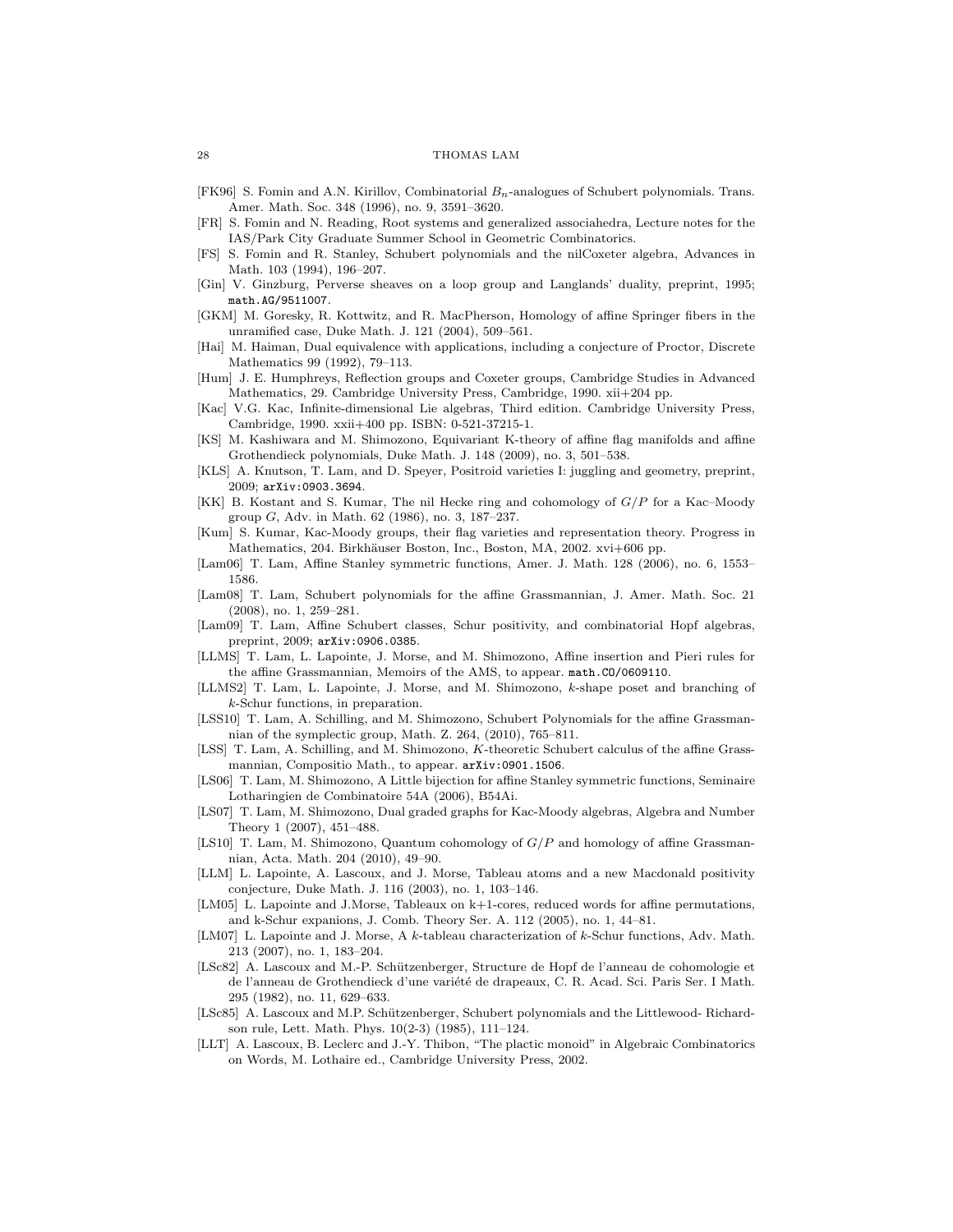[FK96] S. Fomin and A.N. Kirillov, Combinatorial $B_n$-analogues of Schubert polynomials. Trans. Amer. Math. Soc. 348 (1996), no. 9, 3591–3620.

[FR] S. Fomin and N. Reading, Root systems and generalized associahedra, Lecture notes for the IAS/Park City Graduate Summer School in Geometric Combinatorics.

[FS] S. Fomin and R. Stanley, Schubert polynomials and the nilCoxeter algebra, Advances in Math. 103 (1994), 196–207.

[Gin] V. Ginzburg, Perverse sheaves on a loop group and Langlands' duality, preprint, 1995; `math.AG/9511007`.

[GKM] M. Goresky, R. Kottwitz, and R. MacPherson, Homology of affine Springer fibers in the unramified case, Duke Math. J. 121 (2004), 509–561.

[Hai] M. Haiman, Dual equivalence with applications, including a conjecture of Proctor, Discrete Mathematics 99 (1992), 79–113.

[Hum] J. E. Humphreys, Reflection groups and Coxeter groups, Cambridge Studies in Advanced Mathematics, 29. Cambridge University Press, Cambridge, 1990. xii+204 pp.

[Kac] V.G. Kac, Infinite-dimensional Lie algebras, Third edition. Cambridge University Press, Cambridge, 1990. xxii+400 pp. ISBN: 0-521-37215-1.

[KS] M. Kashiwara and M. Shimozono, Equivariant K-theory of affine flag manifolds and affine Grothendieck polynomials, Duke Math. J. 148 (2009), no. 3, 501–538.

[KLS] A. Knutson, T. Lam, and D. Speyer, Positroid varieties I: juggling and geometry, preprint, 2009; `arXiv:0903.3694`.

[KK] B. Kostant and S. Kumar, The nil Hecke ring and cohomology of $G/P$ for a Kac–Moody group $G$, Adv. in Math. 62 (1986), no. 3, 187–237.

[Kum] S. Kumar, Kac-Moody groups, their flag varieties and representation theory. Progress in Mathematics, 204. Birkhäuser Boston, Inc., Boston, MA, 2002. xvi+606 pp.

[Lam06] T. Lam, Affine Stanley symmetric functions, Amer. J. Math. 128 (2006), no. 6, 1553–1586.

[Lam08] T. Lam, Schubert polynomials for the affine Grassmannian, J. Amer. Math. Soc. 21 (2008), no. 1, 259–281.

[Lam09] T. Lam, Affine Schubert classes, Schur positivity, and combinatorial Hopf algebras, preprint, 2009; `arXiv:0906.0385`.

[LLMS] T. Lam, L. Lapointe, J. Morse, and M. Shimozono, Affine insertion and Pieri rules for the affine Grassmannian, Memoirs of the AMS, to appear. `math.CO/0609110`.

[LLMS2] T. Lam, L. Lapointe, J. Morse, and M. Shimozono, $k$-shape poset and branching of $k$-Schur functions, in preparation.

[LSS10] T. Lam, A. Schilling, and M. Shimozono, Schubert Polynomials for the affine Grassmannian of the symplectic group, Math. Z. 264, (2010), 765–811.

[LSS] T. Lam, A. Schilling, and M. Shimozono, $K$-theoretic Schubert calculus of the affine Grassmannian, Compositio Math., to appear. `arXiv:0901.1506`.

[LS06] T. Lam, M. Shimozono, A Little bijection for affine Stanley symmetric functions, Seminaire Lotharingien de Combinatoire 54A (2006), B54Ai.

[LS07] T. Lam, M. Shimozono, Dual graded graphs for Kac-Moody algebras, Algebra and Number Theory 1 (2007), 451–488.

[LS10] T. Lam, M. Shimozono, Quantum cohomology of $G/P$ and homology of affine Grassmannian, Acta. Math. 204 (2010), 49–90.

[LLM] L. Lapointe, A. Lascoux, and J. Morse, Tableau atoms and a new Macdonald positivity conjecture, Duke Math. J. 116 (2003), no. 1, 103–146.

[LM05] L. Lapointe and J.Morse, Tableaux on k+1-cores, reduced words for affine permutations, and k-Schur expanions, J. Comb. Theory Ser. A. 112 (2005), no. 1, 44–81.

[LM07] L. Lapointe and J. Morse, A $k$-tableau characterization of $k$-Schur functions, Adv. Math. 213 (2007), no. 1, 183–204.

[LSc82] A. Lascoux and M.-P. Schützenberger, Structure de Hopf de l'anneau de cohomologie et de l'anneau de Grothendieck d'une variété de drapeaux, C. R. Acad. Sci. Paris Ser. I Math. 295 (1982), no. 11, 629–633.

[LSc85] A. Lascoux and M.P. Schützenberger, Schubert polynomials and the Littlewood- Richardson rule, Lett. Math. Phys. 10(2-3) (1985), 111–124.

[LLT] A. Lascoux, B. Leclerc and J.-Y. Thibon, "The plactic monoid" in Algebraic Combinatorics on Words, M. Lothaire ed., Cambridge University Press, 2002.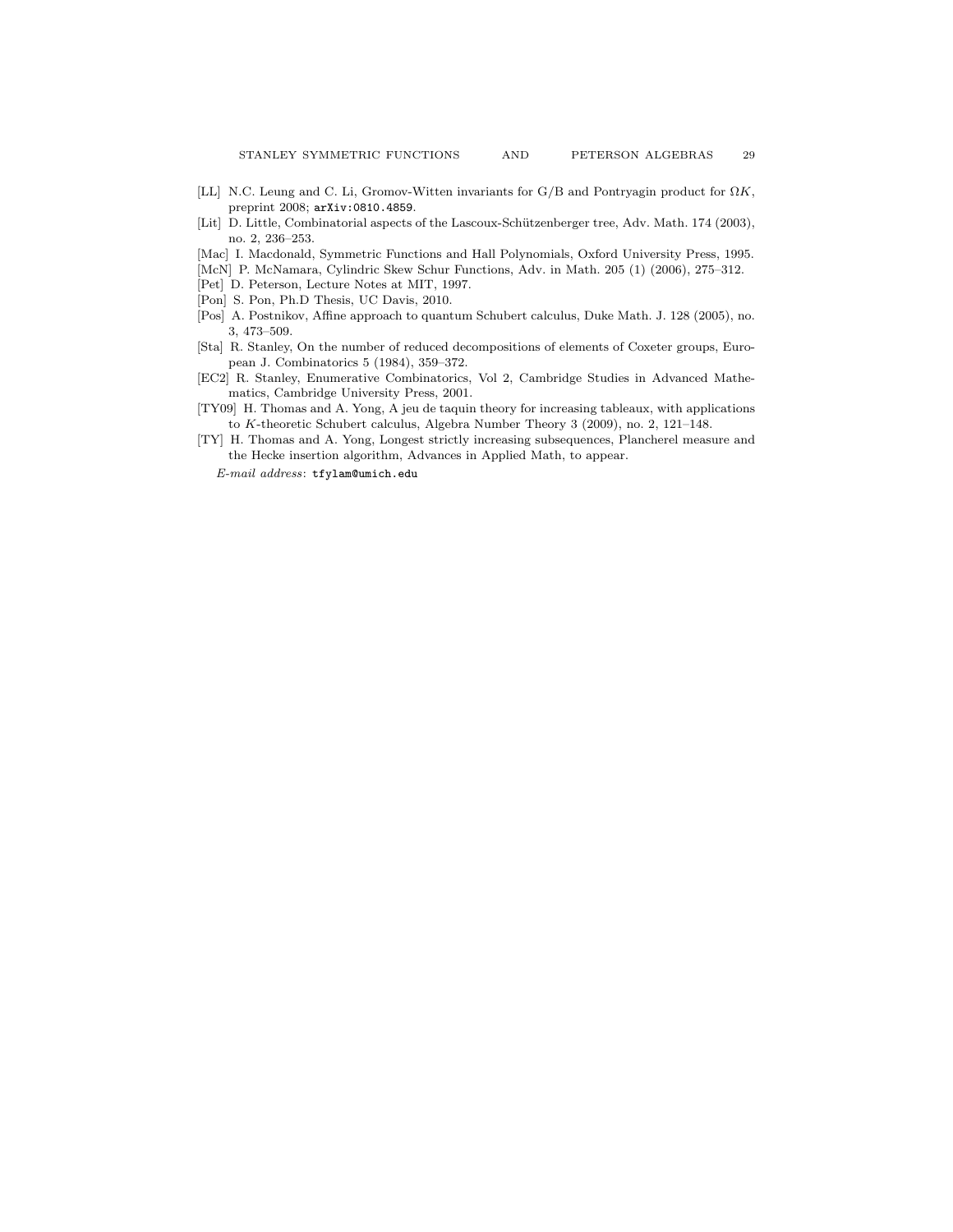[LL] N.C. Leung and C. Li, Gromov-Witten invariants for G/B and Pontryagin product for $\Omega K$, preprint 2008; arXiv:0810.4859.

[Lit] D. Little, Combinatorial aspects of the Lascoux-Schützenberger tree, Adv. Math. 174 (2003), no. 2, 236–253.

[Mac] I. Macdonald, Symmetric Functions and Hall Polynomials, Oxford University Press, 1995.

[McN] P. McNamara, Cylindric Skew Schur Functions, Adv. in Math. 205 (1) (2006), 275–312.

[Pet] D. Peterson, Lecture Notes at MIT, 1997.

[Pon] S. Pon, Ph.D Thesis, UC Davis, 2010.

[Pos] A. Postnikov, Affine approach to quantum Schubert calculus, Duke Math. J. 128 (2005), no. 3, 473–509.

[Sta] R. Stanley, On the number of reduced decompositions of elements of Coxeter groups, European J. Combinatorics 5 (1984), 359–372.

[EC2] R. Stanley, Enumerative Combinatorics, Vol 2, Cambridge Studies in Advanced Mathematics, Cambridge University Press, 2001.

[TY09] H. Thomas and A. Yong, A jeu de taquin theory for increasing tableaux, with applications to $K$-theoretic Schubert calculus, Algebra Number Theory 3 (2009), no. 2, 121–148.

[TY] H. Thomas and A. Yong, Longest strictly increasing subsequences, Plancherel measure and the Hecke insertion algorithm, Advances in Applied Math, to appear.

*E-mail address*: tfylam@umich.edu